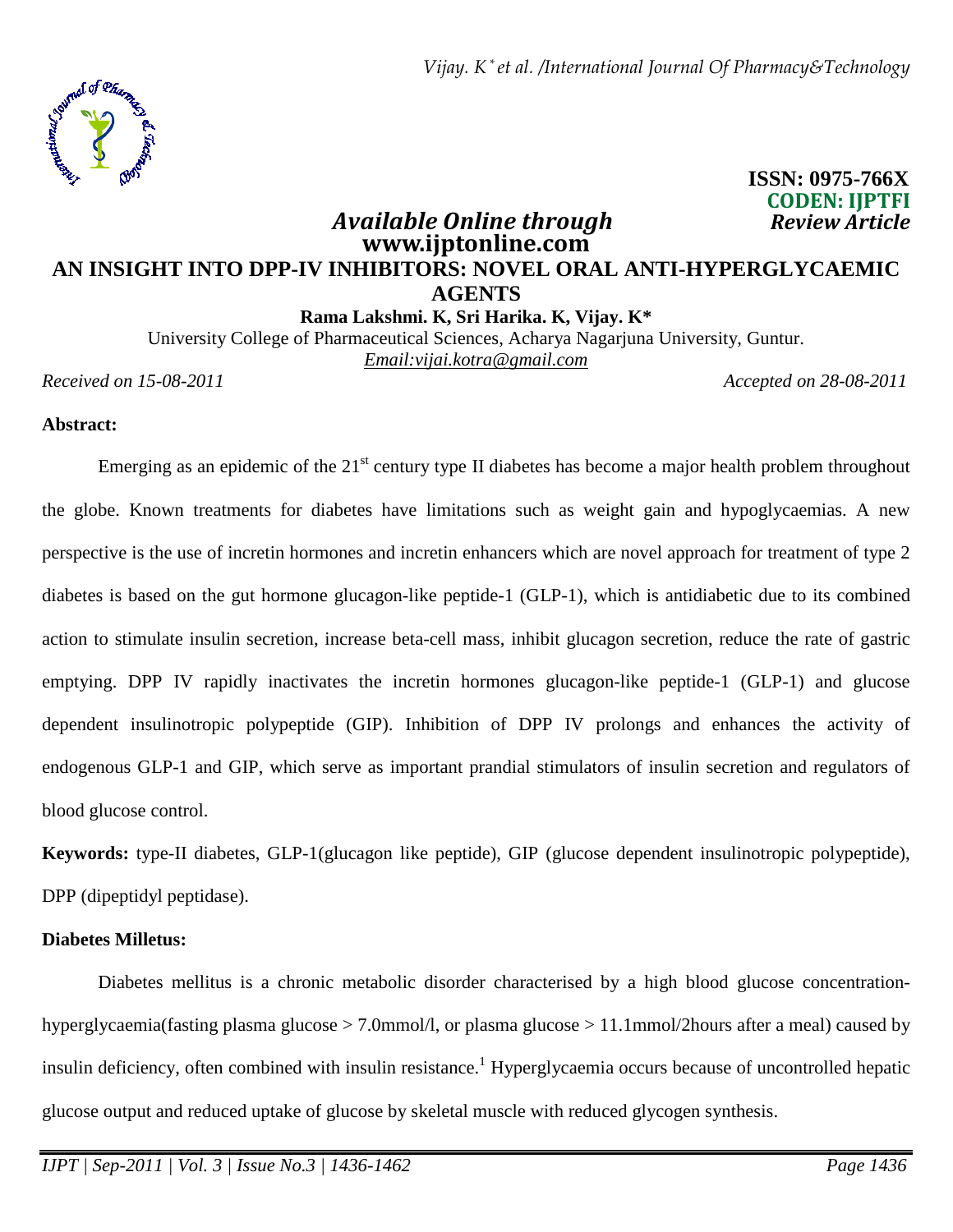ISSN: 0975-766X
CODEN: IJPTFI

*Available Online through* *Review Article*
**www.ijptonline.com**

# AN INSIGHT INTO DPP-IV INHIBITORS: NOVEL ORAL ANTI-HYPERGLYCAEMIC AGENTS

**Rama Lakshmi. K, Sri Harika. K, Vijay. K***

University College of Pharmaceutical Sciences, Acharya Nagarjuna University, Guntur.
Email:vijai.kotra@gmail.com

*Received on 15-08-2011* *Accepted on 28-08-2011*

**Abstract:**

Emerging as an epidemic of the 21st century type II diabetes has become a major health problem throughout the globe. Known treatments for diabetes have limitations such as weight gain and hypoglycaemias. A new perspective is the use of incretin hormones and incretin enhancers which are novel approach for treatment of type 2 diabetes is based on the gut hormone glucagon-like peptide-1 (GLP-1), which is antidiabetic due to its combined action to stimulate insulin secretion, increase beta-cell mass, inhibit glucagon secretion, reduce the rate of gastric emptying. DPP IV rapidly inactivates the incretin hormones glucagon-like peptide-1 (GLP-1) and glucose dependent insulinotropic polypeptide (GIP). Inhibition of DPP IV prolongs and enhances the activity of endogenous GLP-1 and GIP, which serve as important prandial stimulators of insulin secretion and regulators of blood glucose control.

**Keywords:** type-II diabetes, GLP-1(glucagon like peptide), GIP (glucose dependent insulinotropic polypeptide), DPP (dipeptidyl peptidase).

**Diabetes Milletus:**

Diabetes mellitus is a chronic metabolic disorder characterised by a high blood glucose concentration-hyperglycaemia(fasting plasma glucose > 7.0mmol/l, or plasma glucose > 11.1mmol/2hours after a meal) caused by insulin deficiency, often combined with insulin resistance.[1] Hyperglycaemia occurs because of uncontrolled hepatic glucose output and reduced uptake of glucose by skeletal muscle with reduced glycogen synthesis.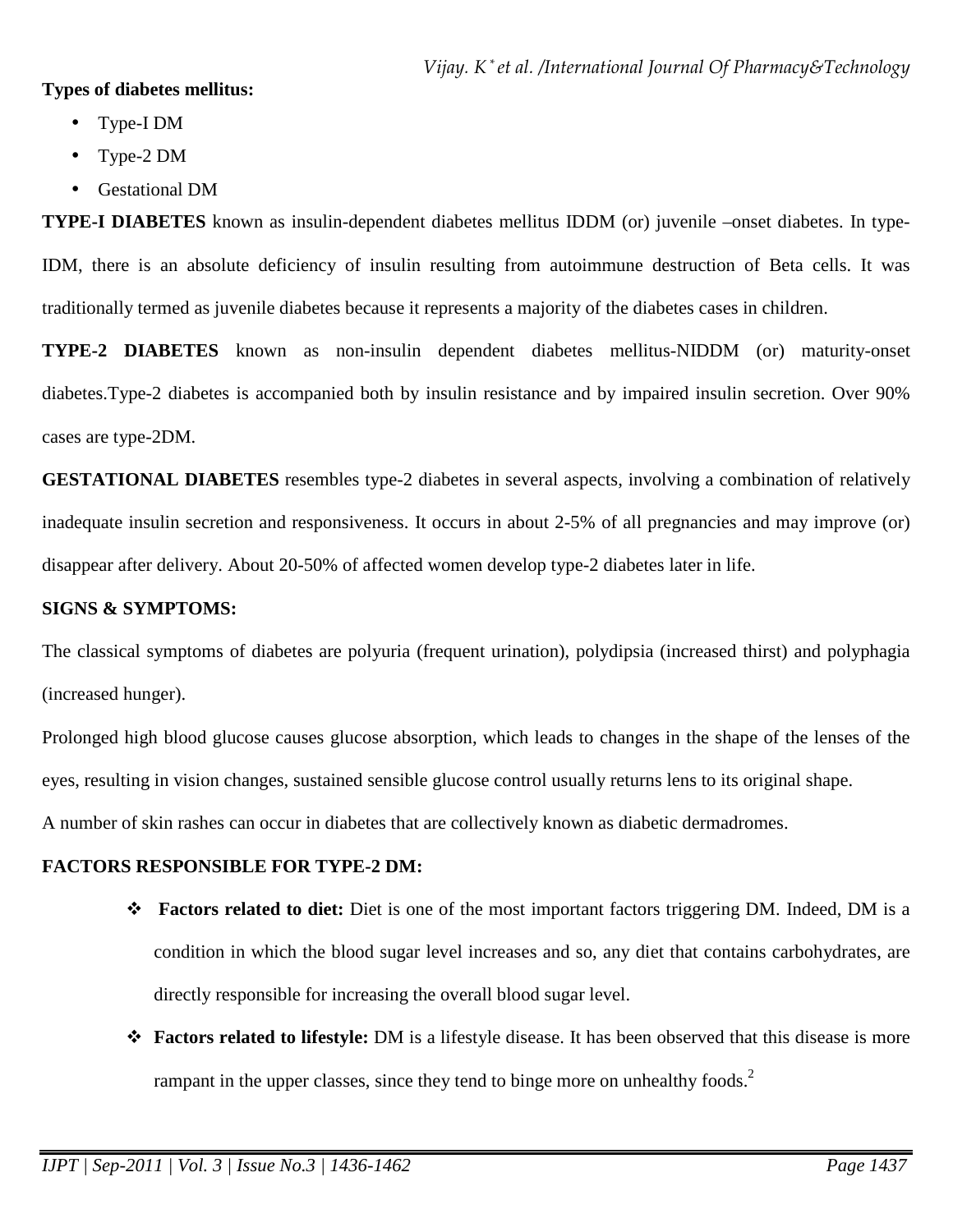**Types of diabetes mellitus:**

- Type-I DM
- Type-2 DM
- Gestational DM

**TYPE-I DIABETES** known as insulin-dependent diabetes mellitus IDDM (or) juvenile –onset diabetes. In type-IDM, there is an absolute deficiency of insulin resulting from autoimmune destruction of Beta cells. It was traditionally termed as juvenile diabetes because it represents a majority of the diabetes cases in children.

**TYPE-2 DIABETES** known as non-insulin dependent diabetes mellitus-NIDDM (or) maturity-onset diabetes.Type-2 diabetes is accompanied both by insulin resistance and by impaired insulin secretion. Over 90% cases are type-2DM.

**GESTATIONAL DIABETES** resembles type-2 diabetes in several aspects, involving a combination of relatively inadequate insulin secretion and responsiveness. It occurs in about 2-5% of all pregnancies and may improve (or) disappear after delivery. About 20-50% of affected women develop type-2 diabetes later in life.

**SIGNS & SYMPTOMS:**

The classical symptoms of diabetes are polyuria (frequent urination), polydipsia (increased thirst) and polyphagia (increased hunger).

Prolonged high blood glucose causes glucose absorption, which leads to changes in the shape of the lenses of the eyes, resulting in vision changes, sustained sensible glucose control usually returns lens to its original shape.

A number of skin rashes can occur in diabetes that are collectively known as diabetic dermadromes.

**FACTORS RESPONSIBLE FOR TYPE-2 DM:**

- **Factors related to diet:** Diet is one of the most important factors triggering DM. Indeed, DM is a condition in which the blood sugar level increases and so, any diet that contains carbohydrates, are directly responsible for increasing the overall blood sugar level.
- **Factors related to lifestyle:** DM is a lifestyle disease. It has been observed that this disease is more rampant in the upper classes, since they tend to binge more on unhealthy foods.[2]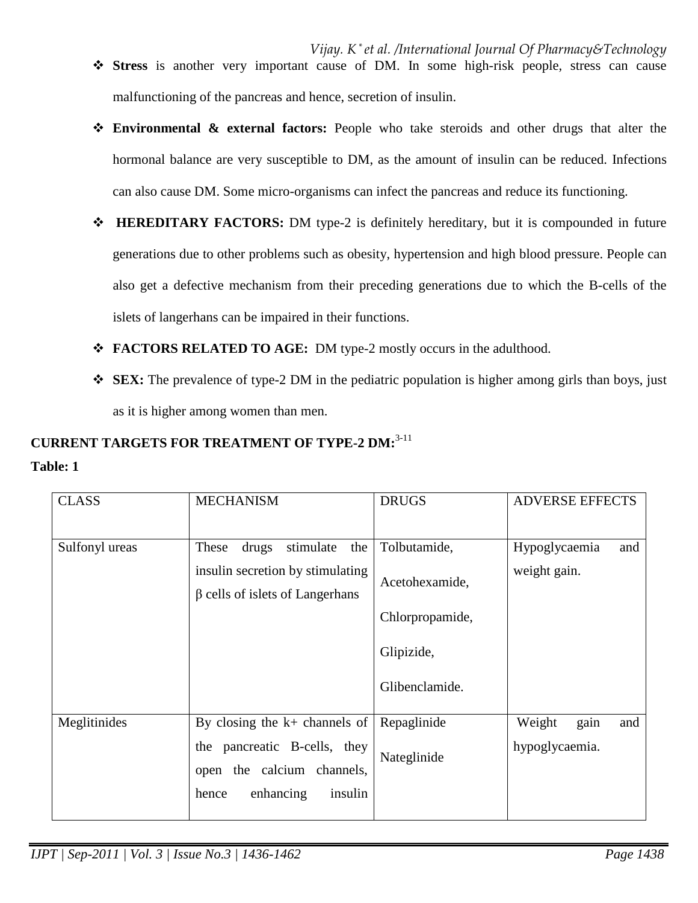- **Stress** is another very important cause of DM. In some high-risk people, stress can cause malfunctioning of the pancreas and hence, secretion of insulin.
- **Environmental & external factors:** People who take steroids and other drugs that alter the hormonal balance are very susceptible to DM, as the amount of insulin can be reduced. Infections can also cause DM. Some micro-organisms can infect the pancreas and reduce its functioning.
- **HEREDITARY FACTORS:** DM type-2 is definitely hereditary, but it is compounded in future generations due to other problems such as obesity, hypertension and high blood pressure. People can also get a defective mechanism from their preceding generations due to which the B-cells of the islets of langerhans can be impaired in their functions.
- **FACTORS RELATED TO AGE:** DM type-2 mostly occurs in the adulthood.
- **SEX:** The prevalence of type-2 DM in the pediatric population is higher among girls than boys, just as it is higher among women than men.

**CURRENT TARGETS FOR TREATMENT OF TYPE-2 DM:**[3-11]

**Table: 1**

| CLASS | MECHANISM | DRUGS | ADVERSE EFFECTS |
|---|---|---|---|
| Sulfonyl ureas | These drugs stimulate the insulin secretion by stimulating β cells of islets of Langerhans | Tolbutamide, Acetohexamide, Chlorpropamide, Glipizide, Glibenclamide. | Hypoglycaemia and weight gain. |
| Meglitinides | By closing the k+ channels of the pancreatic B-cells, they open the calcium channels, hence enhancing insulin | Repaglinide Nateglinide | Weight gain and hypoglycaemia. |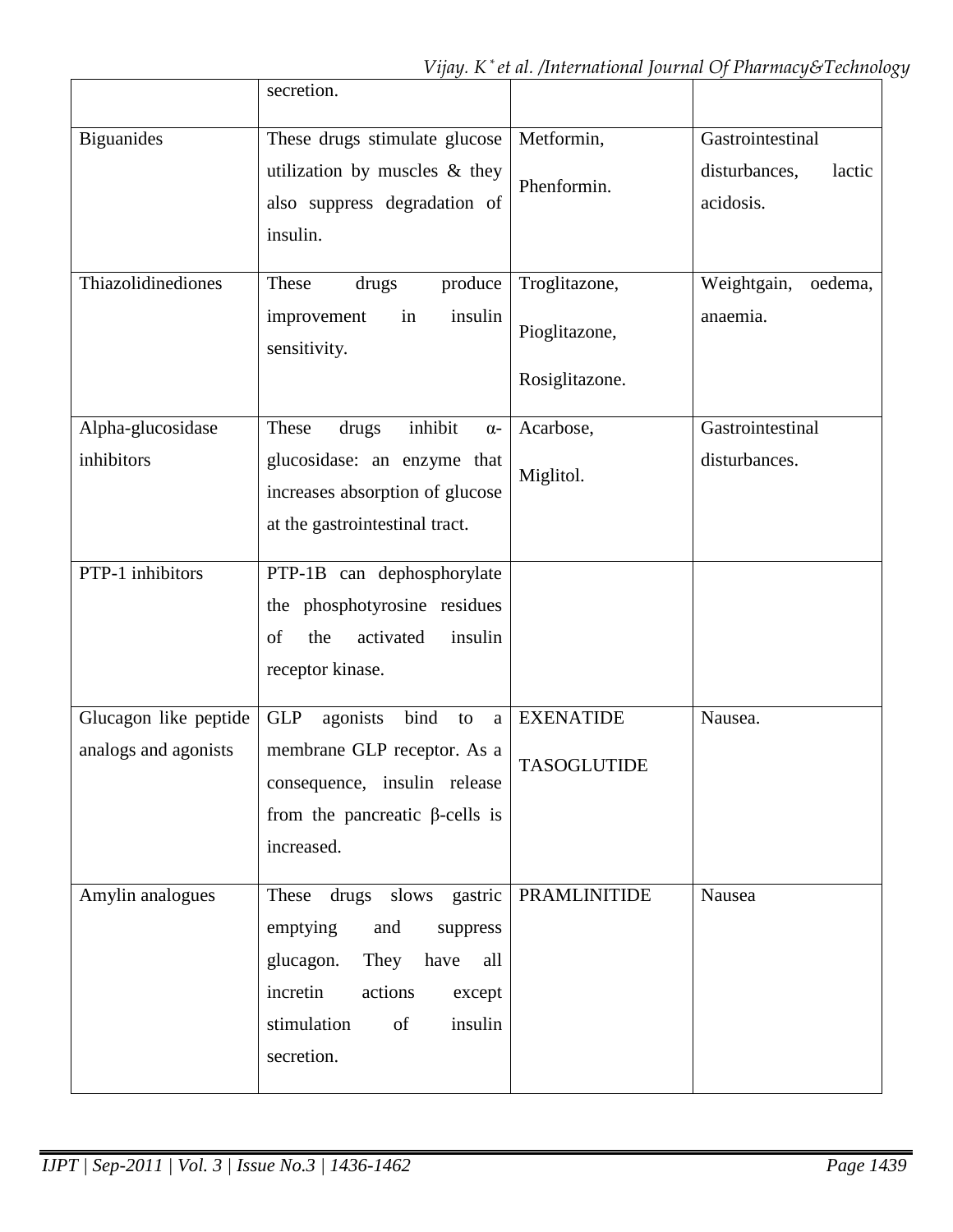| | | | |
|---|---|---|---|
| | secretion. | | |
| Biguanides | These drugs stimulate glucose utilization by muscles & they also suppress degradation of insulin. | Metformin, Phenformin. | Gastrointestinal disturbances, lactic acidosis. |
| Thiazolidinediones | These drugs produce improvement in insulin sensitivity. | Troglitazone, Pioglitazone, Rosiglitazone. | Weightgain, oedema, anaemia. |
| Alpha-glucosidase inhibitors | These drugs inhibit α-glucosidase: an enzyme that increases absorption of glucose at the gastrointestinal tract. | Acarbose, Miglitol. | Gastrointestinal disturbances. |
| PTP-1 inhibitors | PTP-1B can dephosphorylate the phosphotyrosine residues of the activated insulin receptor kinase. | | |
| Glucagon like peptide analogs and agonists | GLP agonists bind to a membrane GLP receptor. As a consequence, insulin release from the pancreatic β-cells is increased. | EXENATIDE TASOGLUTIDE | Nausea. |
| Amylin analogues | These drugs slows gastric emptying and suppress glucagon. They have all incretin actions except stimulation of insulin secretion. | PRAMLINITIDE | Nausea |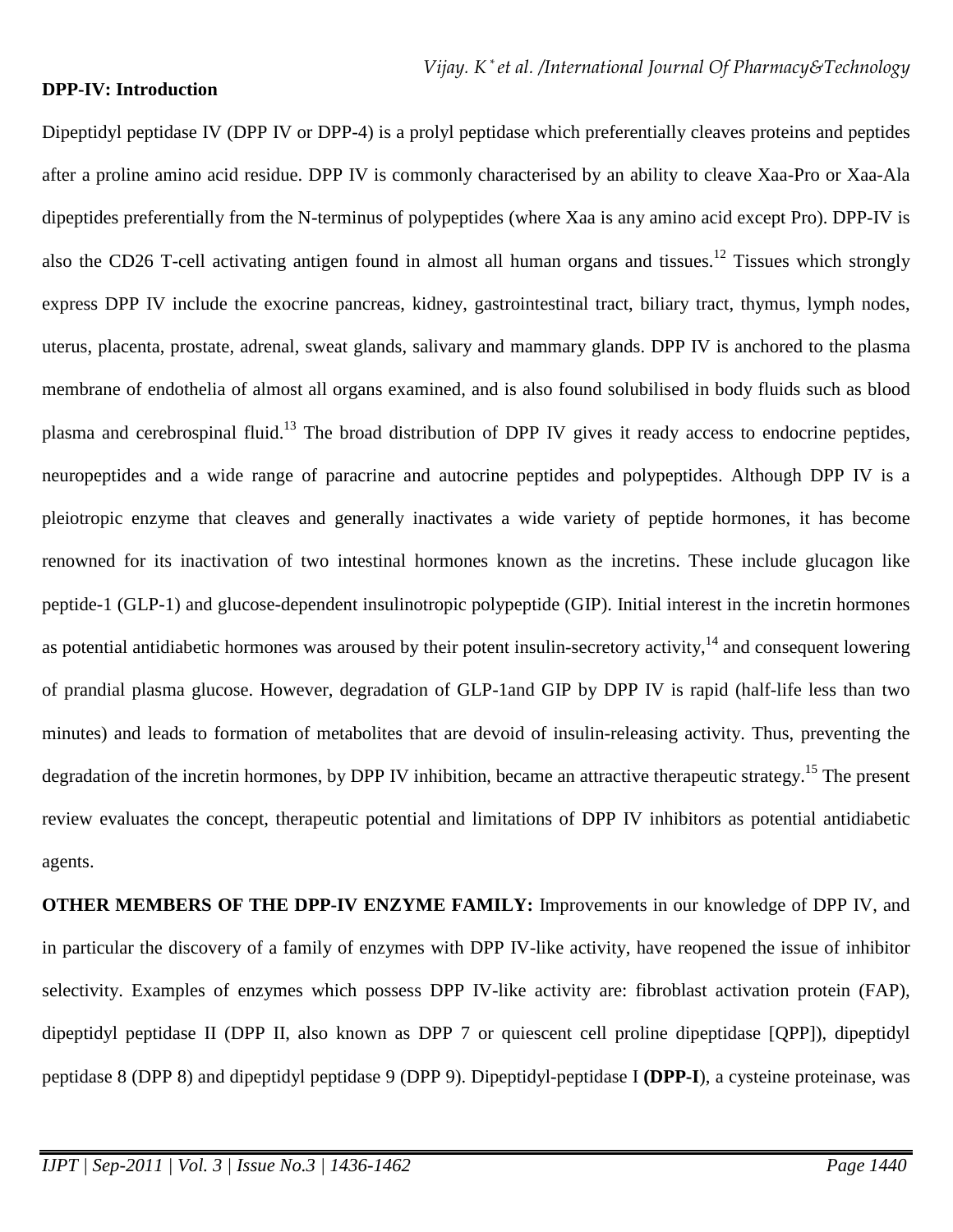**DPP-IV: Introduction**

Dipeptidyl peptidase IV (DPP IV or DPP-4) is a prolyl peptidase which preferentially cleaves proteins and peptides after a proline amino acid residue. DPP IV is commonly characterised by an ability to cleave Xaa-Pro or Xaa-Ala dipeptides preferentially from the N-terminus of polypeptides (where Xaa is any amino acid except Pro). DPP-IV is also the CD26 T-cell activating antigen found in almost all human organs and tissues.[12] Tissues which strongly express DPP IV include the exocrine pancreas, kidney, gastrointestinal tract, biliary tract, thymus, lymph nodes, uterus, placenta, prostate, adrenal, sweat glands, salivary and mammary glands. DPP IV is anchored to the plasma membrane of endothelia of almost all organs examined, and is also found solubilised in body fluids such as blood plasma and cerebrospinal fluid.[13] The broad distribution of DPP IV gives it ready access to endocrine peptides, neuropeptides and a wide range of paracrine and autocrine peptides and polypeptides. Although DPP IV is a pleiotropic enzyme that cleaves and generally inactivates a wide variety of peptide hormones, it has become renowned for its inactivation of two intestinal hormones known as the incretins. These include glucagon like peptide-1 (GLP-1) and glucose-dependent insulinotropic polypeptide (GIP). Initial interest in the incretin hormones as potential antidiabetic hormones was aroused by their potent insulin-secretory activity,[14] and consequent lowering of prandial plasma glucose. However, degradation of GLP-1and GIP by DPP IV is rapid (half-life less than two minutes) and leads to formation of metabolites that are devoid of insulin-releasing activity. Thus, preventing the degradation of the incretin hormones, by DPP IV inhibition, became an attractive therapeutic strategy.[15] The present review evaluates the concept, therapeutic potential and limitations of DPP IV inhibitors as potential antidiabetic agents.

**OTHER MEMBERS OF THE DPP-IV ENZYME FAMILY:** Improvements in our knowledge of DPP IV, and in particular the discovery of a family of enzymes with DPP IV-like activity, have reopened the issue of inhibitor selectivity. Examples of enzymes which possess DPP IV-like activity are: fibroblast activation protein (FAP), dipeptidyl peptidase II (DPP II, also known as DPP 7 or quiescent cell proline dipeptidase [QPP]), dipeptidyl peptidase 8 (DPP 8) and dipeptidyl peptidase 9 (DPP 9). Dipeptidyl-peptidase I **(DPP-I**), a cysteine proteinase, was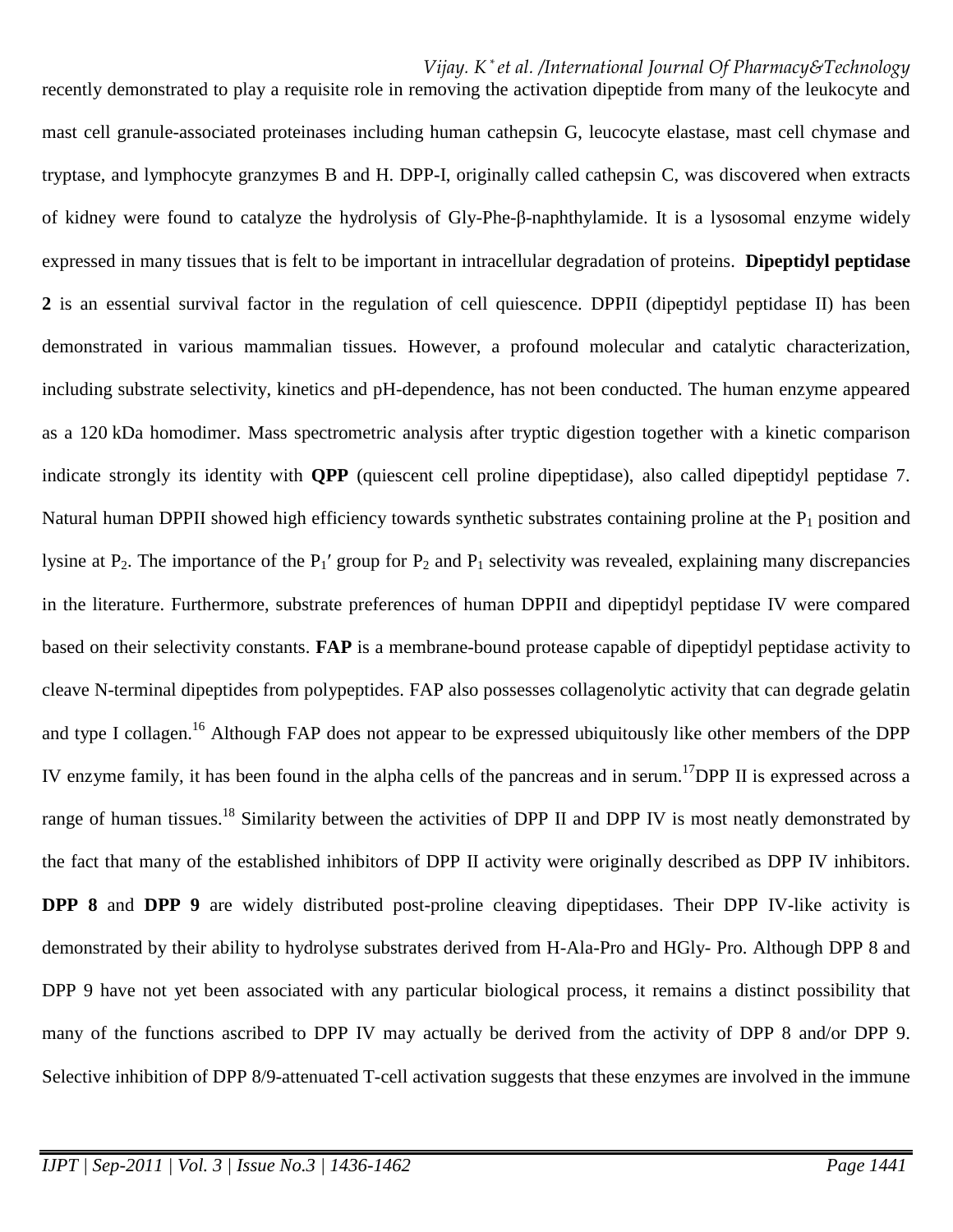recently demonstrated to play a requisite role in removing the activation dipeptide from many of the leukocyte and mast cell granule-associated proteinases including human cathepsin G, leucocyte elastase, mast cell chymase and tryptase, and lymphocyte granzymes B and H. DPP-I, originally called cathepsin C, was discovered when extracts of kidney were found to catalyze the hydrolysis of Gly-Phe-β-naphthylamide. It is a lysosomal enzyme widely expressed in many tissues that is felt to be important in intracellular degradation of proteins. **Dipeptidyl peptidase 2** is an essential survival factor in the regulation of cell quiescence. DPPII (dipeptidyl peptidase II) has been demonstrated in various mammalian tissues. However, a profound molecular and catalytic characterization, including substrate selectivity, kinetics and pH-dependence, has not been conducted. The human enzyme appeared as a 120 kDa homodimer. Mass spectrometric analysis after tryptic digestion together with a kinetic comparison indicate strongly its identity with **QPP** (quiescent cell proline dipeptidase), also called dipeptidyl peptidase 7. Natural human DPPII showed high efficiency towards synthetic substrates containing proline at the $P_1$ position and lysine at $P_2$. The importance of the $P_1'$ group for $P_2$ and $P_1$ selectivity was revealed, explaining many discrepancies in the literature. Furthermore, substrate preferences of human DPPII and dipeptidyl peptidase IV were compared based on their selectivity constants. **FAP** is a membrane-bound protease capable of dipeptidyl peptidase activity to cleave N-terminal dipeptides from polypeptides. FAP also possesses collagenolytic activity that can degrade gelatin and type I collagen.[16] Although FAP does not appear to be expressed ubiquitously like other members of the DPP IV enzyme family, it has been found in the alpha cells of the pancreas and in serum.[17]DPP II is expressed across a range of human tissues.[18] Similarity between the activities of DPP II and DPP IV is most neatly demonstrated by the fact that many of the established inhibitors of DPP II activity were originally described as DPP IV inhibitors. **DPP 8** and **DPP 9** are widely distributed post-proline cleaving dipeptidases. Their DPP IV-like activity is demonstrated by their ability to hydrolyse substrates derived from H-Ala-Pro and HGly- Pro. Although DPP 8 and DPP 9 have not yet been associated with any particular biological process, it remains a distinct possibility that many of the functions ascribed to DPP IV may actually be derived from the activity of DPP 8 and/or DPP 9. Selective inhibition of DPP 8/9-attenuated T-cell activation suggests that these enzymes are involved in the immune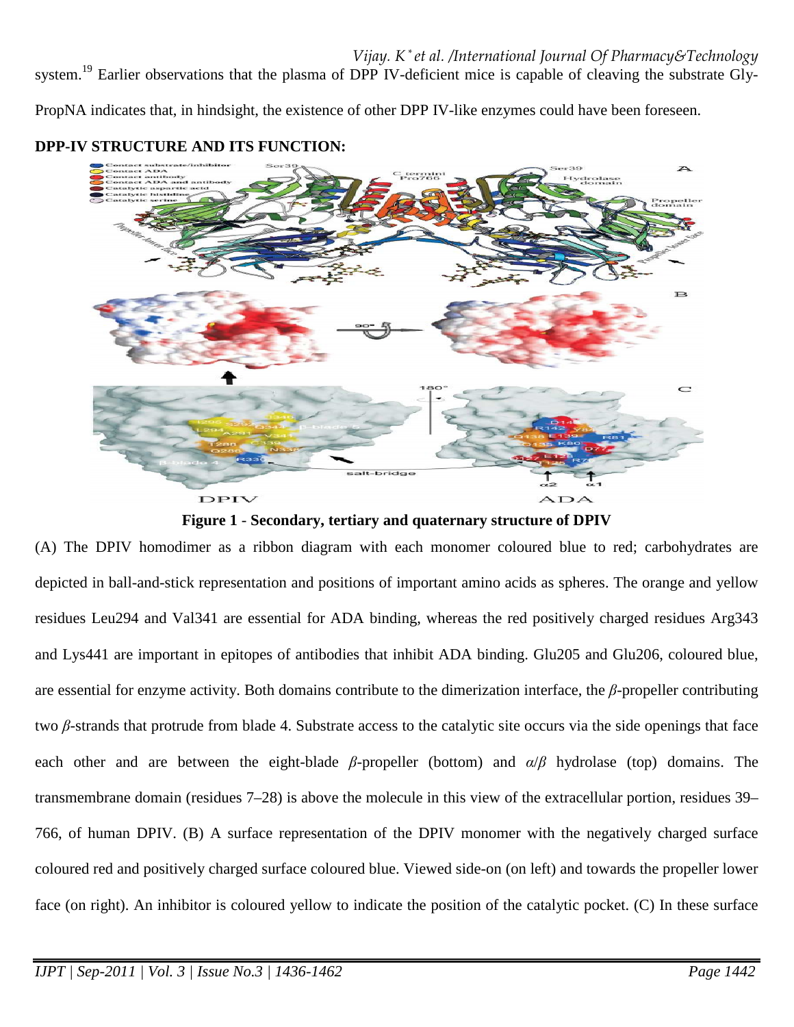system.[19] Earlier observations that the plasma of DPP IV-deficient mice is capable of cleaving the substrate Gly-PropNA indicates that, in hindsight, the existence of other DPP IV-like enzymes could have been foreseen.

**DPP-IV STRUCTURE AND ITS FUNCTION:**

**Figure 1 - Secondary, tertiary and quaternary structure of DPIV**

(A) The DPIV homodimer as a ribbon diagram with each monomer coloured blue to red; carbohydrates are depicted in ball-and-stick representation and positions of important amino acids as spheres. The orange and yellow residues Leu294 and Val341 are essential for ADA binding, whereas the red positively charged residues Arg343 and Lys441 are important in epitopes of antibodies that inhibit ADA binding. Glu205 and Glu206, coloured blue, are essential for enzyme activity. Both domains contribute to the dimerization interface, the *β*-propeller contributing two *β*-strands that protrude from blade 4. Substrate access to the catalytic site occurs via the side openings that face each other and are between the eight-blade *β*-propeller (bottom) and *α*/*β* hydrolase (top) domains. The transmembrane domain (residues 7–28) is above the molecule in this view of the extracellular portion, residues 39–766, of human DPIV. (B) A surface representation of the DPIV monomer with the negatively charged surface coloured red and positively charged surface coloured blue. Viewed side-on (on left) and towards the propeller lower face (on right). An inhibitor is coloured yellow to indicate the position of the catalytic pocket. (C) In these surface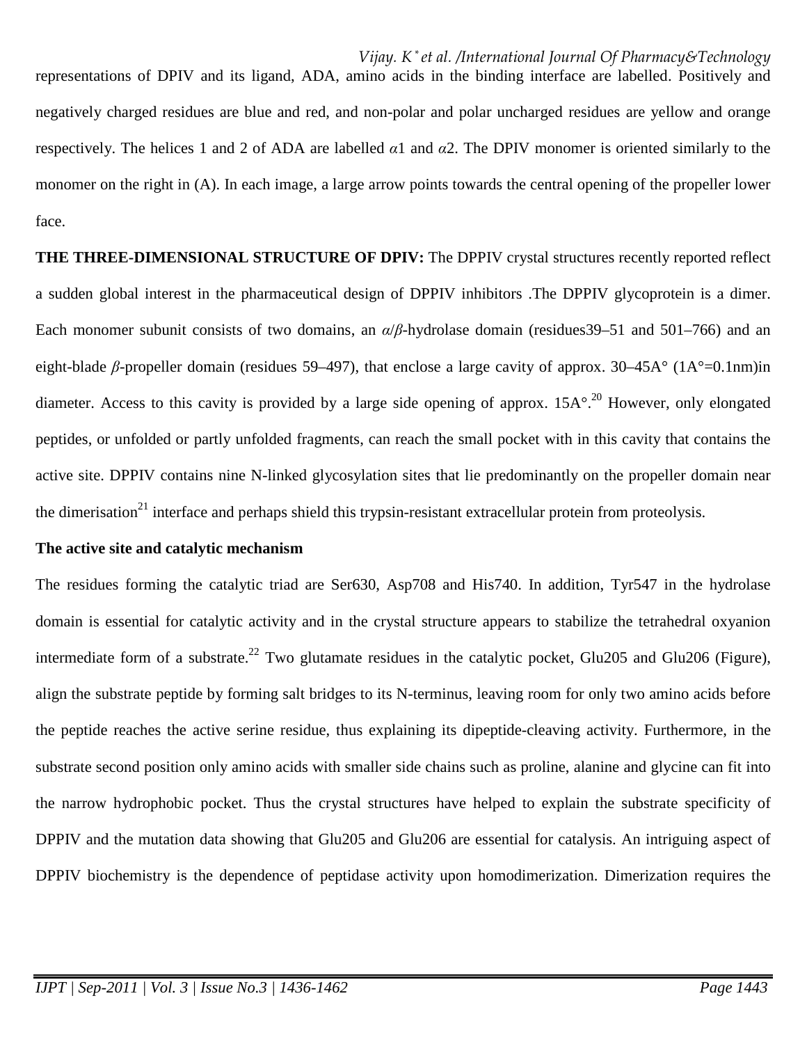representations of DPIV and its ligand, ADA, amino acids in the binding interface are labelled. Positively and negatively charged residues are blue and red, and non-polar and polar uncharged residues are yellow and orange respectively. The helices 1 and 2 of ADA are labelled $\alpha1$ and $\alpha2$. The DPIV monomer is oriented similarly to the monomer on the right in (A). In each image, a large arrow points towards the central opening of the propeller lower face.

**THE THREE-DIMENSIONAL STRUCTURE OF DPIV:** The DPPIV crystal structures recently reported reflect a sudden global interest in the pharmaceutical design of DPPIV inhibitors .The DPPIV glycoprotein is a dimer. Each monomer subunit consists of two domains, an *α/β*-hydrolase domain (residues39–51 and 501–766) and an eight-blade *β*-propeller domain (residues 59–497), that enclose a large cavity of approx. 30–45A° (1A°=0.1nm)in diameter. Access to this cavity is provided by a large side opening of approx. 15A°.[20] However, only elongated peptides, or unfolded or partly unfolded fragments, can reach the small pocket with in this cavity that contains the active site. DPPIV contains nine N-linked glycosylation sites that lie predominantly on the propeller domain near the dimerisation[21] interface and perhaps shield this trypsin-resistant extracellular protein from proteolysis.

**The active site and catalytic mechanism**

The residues forming the catalytic triad are Ser630, Asp708 and His740. In addition, Tyr547 in the hydrolase domain is essential for catalytic activity and in the crystal structure appears to stabilize the tetrahedral oxyanion intermediate form of a substrate.[22] Two glutamate residues in the catalytic pocket, Glu205 and Glu206 (Figure), align the substrate peptide by forming salt bridges to its N-terminus, leaving room for only two amino acids before the peptide reaches the active serine residue, thus explaining its dipeptide-cleaving activity. Furthermore, in the substrate second position only amino acids with smaller side chains such as proline, alanine and glycine can fit into the narrow hydrophobic pocket. Thus the crystal structures have helped to explain the substrate specificity of DPPIV and the mutation data showing that Glu205 and Glu206 are essential for catalysis. An intriguing aspect of DPPIV biochemistry is the dependence of peptidase activity upon homodimerization. Dimerization requires the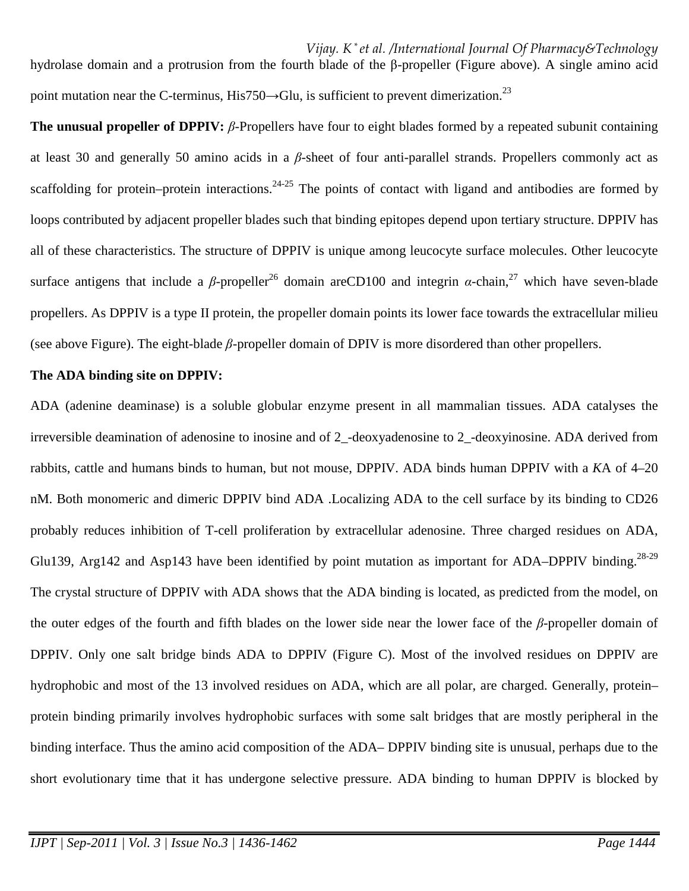hydrolase domain and a protrusion from the fourth blade of the β-propeller (Figure above). A single amino acid point mutation near the C-terminus, His750→Glu, is sufficient to prevent dimerization.[23]

**The unusual propeller of DPPIV:** *β*-Propellers have four to eight blades formed by a repeated subunit containing at least 30 and generally 50 amino acids in a *β*-sheet of four anti-parallel strands. Propellers commonly act as scaffolding for protein–protein interactions.[24-25] The points of contact with ligand and antibodies are formed by loops contributed by adjacent propeller blades such that binding epitopes depend upon tertiary structure. DPPIV has all of these characteristics. The structure of DPPIV is unique among leucocyte surface molecules. Other leucocyte surface antigens that include a *β*-propeller[26] domain areCD100 and integrin *α*-chain,[27] which have seven-blade propellers. As DPPIV is a type II protein, the propeller domain points its lower face towards the extracellular milieu (see above Figure). The eight-blade *β*-propeller domain of DPIV is more disordered than other propellers.

**The ADA binding site on DPPIV:**

ADA (adenine deaminase) is a soluble globular enzyme present in all mammalian tissues. ADA catalyses the irreversible deamination of adenosine to inosine and of 2_-deoxyadenosine to 2_-deoxyinosine. ADA derived from rabbits, cattle and humans binds to human, but not mouse, DPPIV. ADA binds human DPPIV with a *K*A of 4–20 nM. Both monomeric and dimeric DPPIV bind ADA .Localizing ADA to the cell surface by its binding to CD26 probably reduces inhibition of T-cell proliferation by extracellular adenosine. Three charged residues on ADA, Glu139, Arg142 and Asp143 have been identified by point mutation as important for ADA–DPPIV binding.[28-29] The crystal structure of DPPIV with ADA shows that the ADA binding is located, as predicted from the model, on the outer edges of the fourth and fifth blades on the lower side near the lower face of the *β*-propeller domain of DPPIV. Only one salt bridge binds ADA to DPPIV (Figure C). Most of the involved residues on DPPIV are hydrophobic and most of the 13 involved residues on ADA, which are all polar, are charged. Generally, protein–protein binding primarily involves hydrophobic surfaces with some salt bridges that are mostly peripheral in the binding interface. Thus the amino acid composition of the ADA– DPPIV binding site is unusual, perhaps due to the short evolutionary time that it has undergone selective pressure. ADA binding to human DPPIV is blocked by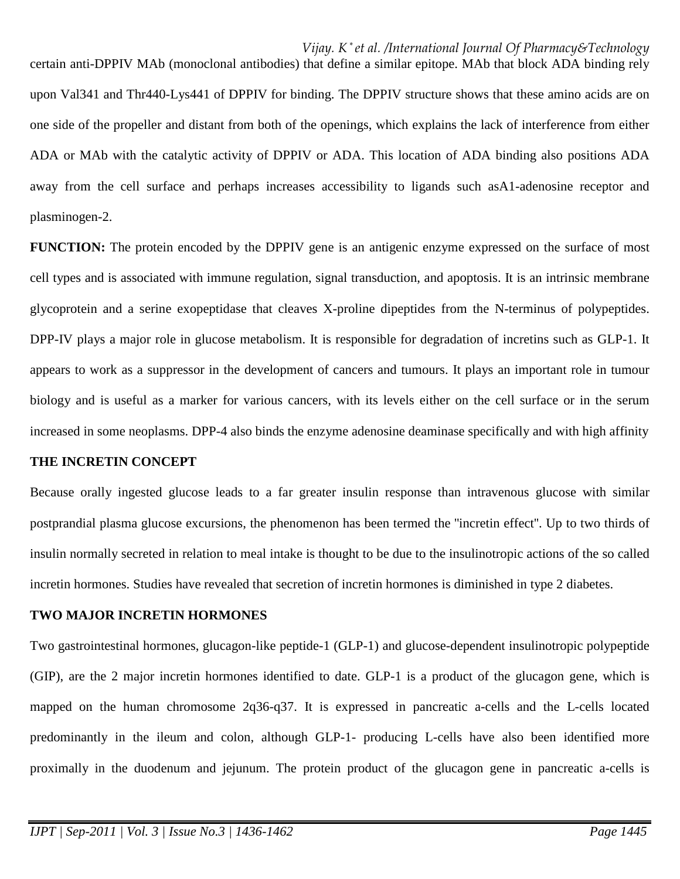certain anti-DPPIV MAb (monoclonal antibodies) that define a similar epitope. MAb that block ADA binding rely upon Val341 and Thr440-Lys441 of DPPIV for binding. The DPPIV structure shows that these amino acids are on one side of the propeller and distant from both of the openings, which explains the lack of interference from either ADA or MAb with the catalytic activity of DPPIV or ADA. This location of ADA binding also positions ADA away from the cell surface and perhaps increases accessibility to ligands such asA1-adenosine receptor and plasminogen-2.

**FUNCTION:** The protein encoded by the DPPIV gene is an antigenic enzyme expressed on the surface of most cell types and is associated with immune regulation, signal transduction, and apoptosis. It is an intrinsic membrane glycoprotein and a serine exopeptidase that cleaves X-proline dipeptides from the N-terminus of polypeptides. DPP-IV plays a major role in glucose metabolism. It is responsible for degradation of incretins such as GLP-1. It appears to work as a suppressor in the development of cancers and tumours. It plays an important role in tumour biology and is useful as a marker for various cancers, with its levels either on the cell surface or in the serum increased in some neoplasms. DPP-4 also binds the enzyme adenosine deaminase specifically and with high affinity

**THE INCRETIN CONCEPT**

Because orally ingested glucose leads to a far greater insulin response than intravenous glucose with similar postprandial plasma glucose excursions, the phenomenon has been termed the "incretin effect". Up to two thirds of insulin normally secreted in relation to meal intake is thought to be due to the insulinotropic actions of the so called incretin hormones. Studies have revealed that secretion of incretin hormones is diminished in type 2 diabetes.

**TWO MAJOR INCRETIN HORMONES**

Two gastrointestinal hormones, glucagon-like peptide-1 (GLP-1) and glucose-dependent insulinotropic polypeptide (GIP), are the 2 major incretin hormones identified to date. GLP-1 is a product of the glucagon gene, which is mapped on the human chromosome 2q36-q37. It is expressed in pancreatic a-cells and the L-cells located predominantly in the ileum and colon, although GLP-1- producing L-cells have also been identified more proximally in the duodenum and jejunum. The protein product of the glucagon gene in pancreatic a-cells is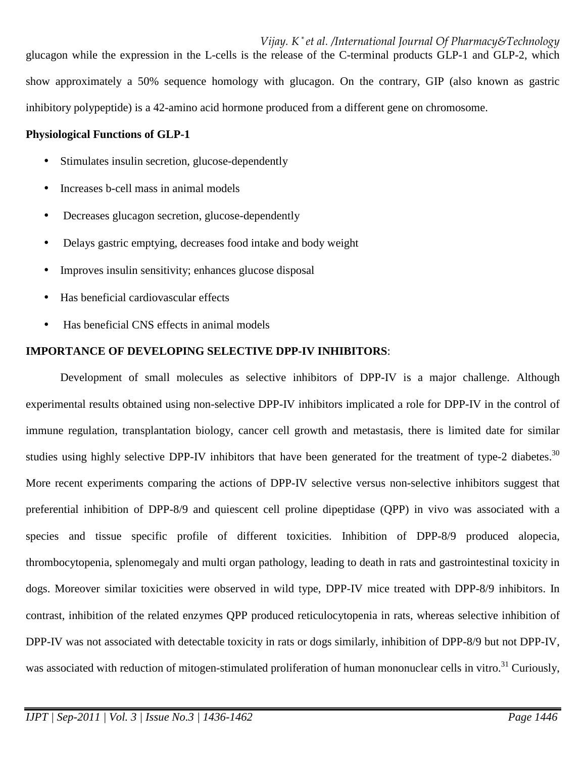glucagon while the expression in the L-cells is the release of the C-terminal products GLP-1 and GLP-2, which show approximately a 50% sequence homology with glucagon. On the contrary, GIP (also known as gastric inhibitory polypeptide) is a 42-amino acid hormone produced from a different gene on chromosome.

**Physiological Functions of GLP-1**

- Stimulates insulin secretion, glucose-dependently
- Increases b-cell mass in animal models
- Decreases glucagon secretion, glucose-dependently
- Delays gastric emptying, decreases food intake and body weight
- Improves insulin sensitivity; enhances glucose disposal
- Has beneficial cardiovascular effects
- Has beneficial CNS effects in animal models

**IMPORTANCE OF DEVELOPING SELECTIVE DPP-IV INHIBITORS**:

Development of small molecules as selective inhibitors of DPP-IV is a major challenge. Although experimental results obtained using non-selective DPP-IV inhibitors implicated a role for DPP-IV in the control of immune regulation, transplantation biology, cancer cell growth and metastasis, there is limited date for similar studies using highly selective DPP-IV inhibitors that have been generated for the treatment of type-2 diabetes.[30] More recent experiments comparing the actions of DPP-IV selective versus non-selective inhibitors suggest that preferential inhibition of DPP-8/9 and quiescent cell proline dipeptidase (QPP) in vivo was associated with a species and tissue specific profile of different toxicities. Inhibition of DPP-8/9 produced alopecia, thrombocytopenia, splenomegaly and multi organ pathology, leading to death in rats and gastrointestinal toxicity in dogs. Moreover similar toxicities were observed in wild type, DPP-IV mice treated with DPP-8/9 inhibitors. In contrast, inhibition of the related enzymes QPP produced reticulocytopenia in rats, whereas selective inhibition of DPP-IV was not associated with detectable toxicity in rats or dogs similarly, inhibition of DPP-8/9 but not DPP-IV, was associated with reduction of mitogen-stimulated proliferation of human mononuclear cells in vitro.[31] Curiously,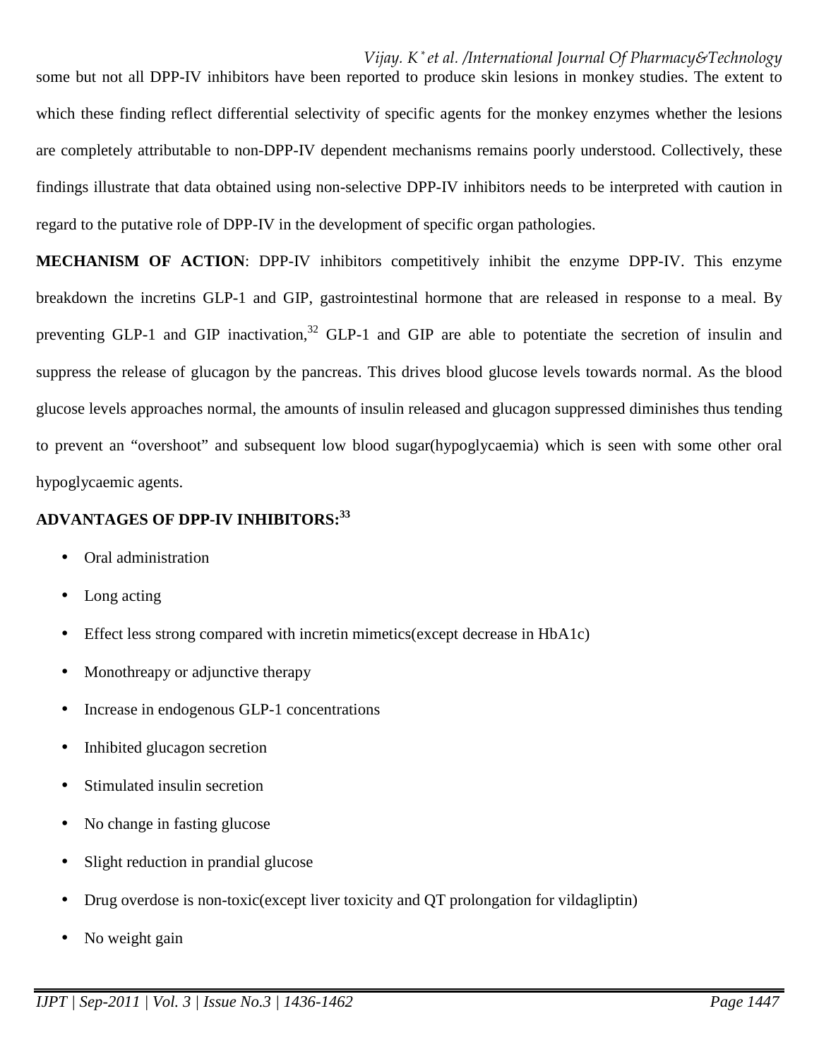some but not all DPP-IV inhibitors have been reported to produce skin lesions in monkey studies. The extent to which these finding reflect differential selectivity of specific agents for the monkey enzymes whether the lesions are completely attributable to non-DPP-IV dependent mechanisms remains poorly understood. Collectively, these findings illustrate that data obtained using non-selective DPP-IV inhibitors needs to be interpreted with caution in regard to the putative role of DPP-IV in the development of specific organ pathologies.

**MECHANISM OF ACTION**: DPP-IV inhibitors competitively inhibit the enzyme DPP-IV. This enzyme breakdown the incretins GLP-1 and GIP, gastrointestinal hormone that are released in response to a meal. By preventing GLP-1 and GIP inactivation,[32] GLP-1 and GIP are able to potentiate the secretion of insulin and suppress the release of glucagon by the pancreas. This drives blood glucose levels towards normal. As the blood glucose levels approaches normal, the amounts of insulin released and glucagon suppressed diminishes thus tending to prevent an "overshoot" and subsequent low blood sugar(hypoglycaemia) which is seen with some other oral hypoglycaemic agents.

**ADVANTAGES OF DPP-IV INHIBITORS:[33]**

- Oral administration
- Long acting
- Effect less strong compared with incretin mimetics(except decrease in HbA1c)
- Monothreapy or adjunctive therapy
- Increase in endogenous GLP-1 concentrations
- Inhibited glucagon secretion
- Stimulated insulin secretion
- No change in fasting glucose
- Slight reduction in prandial glucose
- Drug overdose is non-toxic(except liver toxicity and QT prolongation for vildagliptin)
- No weight gain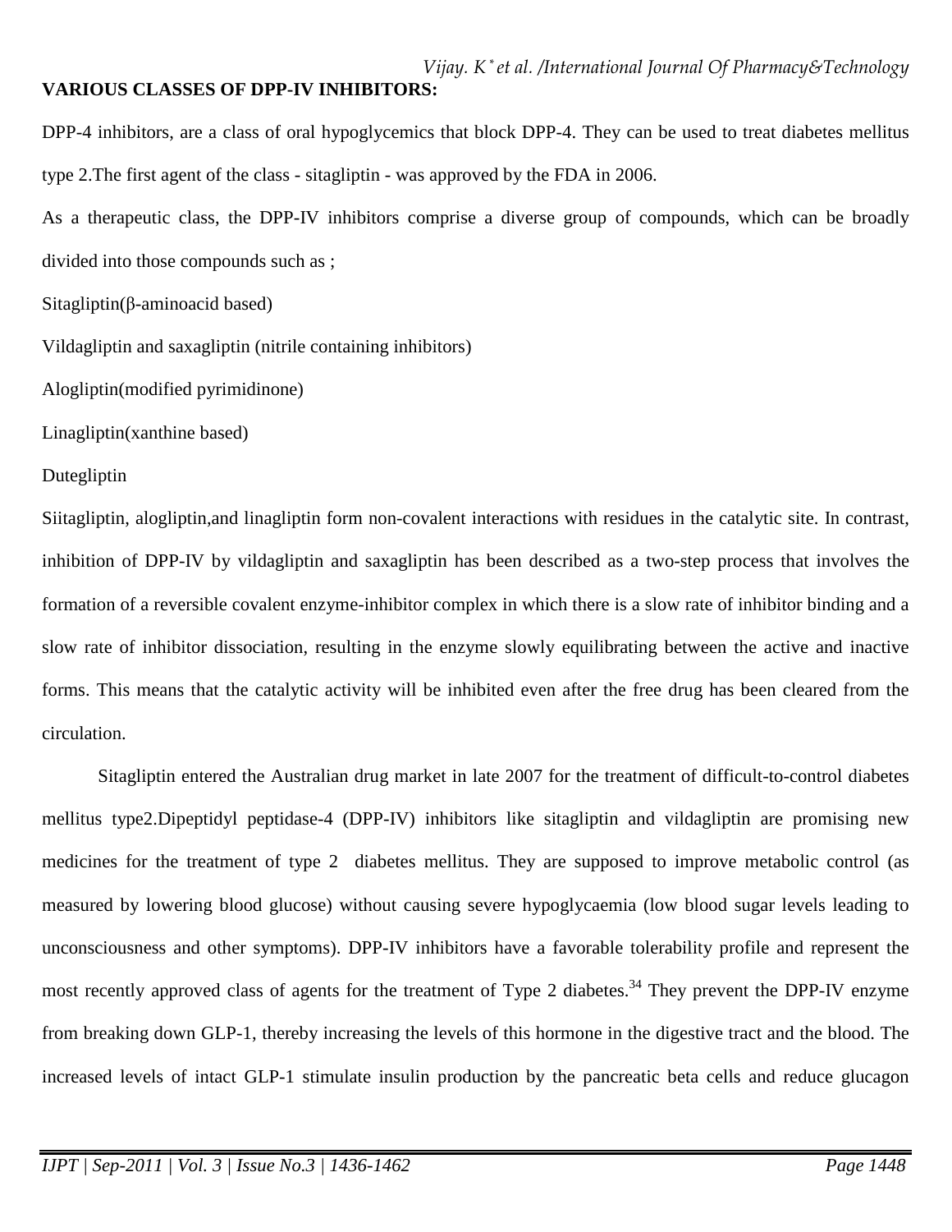**VARIOUS CLASSES OF DPP-IV INHIBITORS:**

DPP-4 inhibitors, are a class of oral hypoglycemics that block DPP-4. They can be used to treat diabetes mellitus type 2.The first agent of the class - sitagliptin - was approved by the FDA in 2006.

As a therapeutic class, the DPP-IV inhibitors comprise a diverse group of compounds, which can be broadly divided into those compounds such as ;

Sitagliptin(β-aminoacid based)

Vildagliptin and saxagliptin (nitrile containing inhibitors)

Alogliptin(modified pyrimidinone)

Linagliptin(xanthine based)

Dutegliptin

Siitagliptin, alogliptin,and linagliptin form non-covalent interactions with residues in the catalytic site. In contrast, inhibition of DPP-IV by vildagliptin and saxagliptin has been described as a two-step process that involves the formation of a reversible covalent enzyme-inhibitor complex in which there is a slow rate of inhibitor binding and a slow rate of inhibitor dissociation, resulting in the enzyme slowly equilibrating between the active and inactive forms. This means that the catalytic activity will be inhibited even after the free drug has been cleared from the circulation.

Sitagliptin entered the Australian drug market in late 2007 for the treatment of difficult-to-control diabetes mellitus type2.Dipeptidyl peptidase-4 (DPP-IV) inhibitors like sitagliptin and vildagliptin are promising new medicines for the treatment of type 2 diabetes mellitus. They are supposed to improve metabolic control (as measured by lowering blood glucose) without causing severe hypoglycaemia (low blood sugar levels leading to unconsciousness and other symptoms). DPP-IV inhibitors have a favorable tolerability profile and represent the most recently approved class of agents for the treatment of Type 2 diabetes.[34] They prevent the DPP-IV enzyme from breaking down GLP-1, thereby increasing the levels of this hormone in the digestive tract and the blood. The increased levels of intact GLP-1 stimulate insulin production by the pancreatic beta cells and reduce glucagon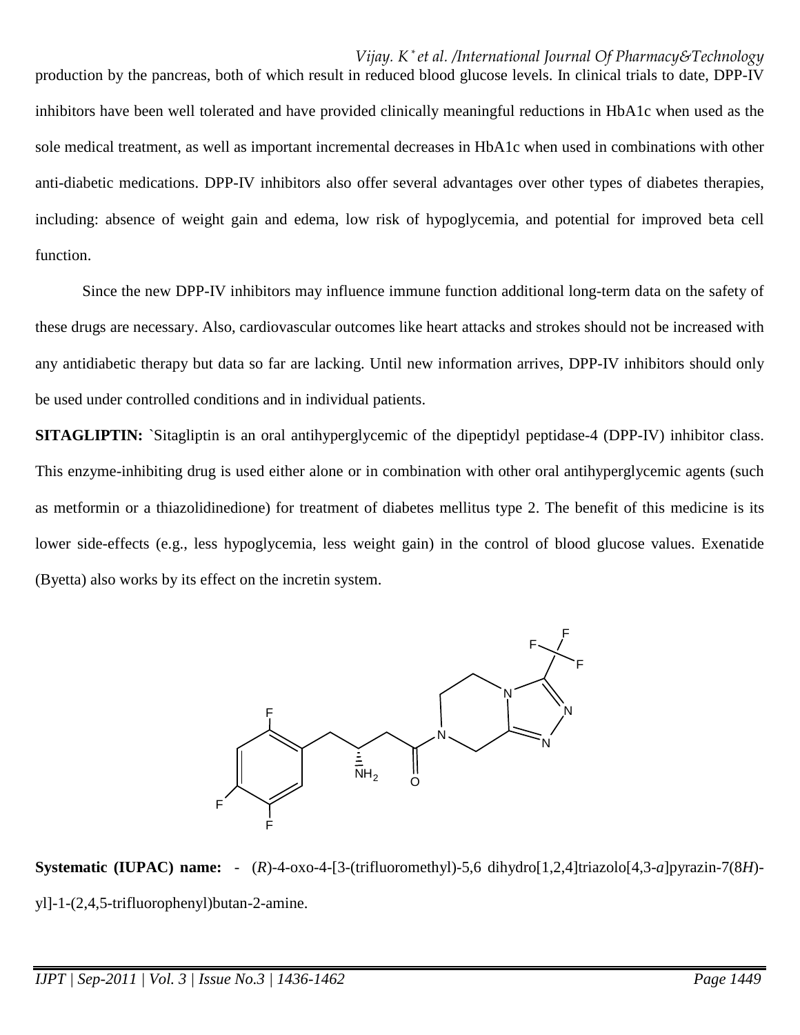production by the pancreas, both of which result in reduced blood glucose levels. In clinical trials to date, DPP-IV inhibitors have been well tolerated and have provided clinically meaningful reductions in HbA1c when used as the sole medical treatment, as well as important incremental decreases in HbA1c when used in combinations with other anti-diabetic medications. DPP-IV inhibitors also offer several advantages over other types of diabetes therapies, including: absence of weight gain and edema, low risk of hypoglycemia, and potential for improved beta cell function.

Since the new DPP-IV inhibitors may influence immune function additional long-term data on the safety of these drugs are necessary. Also, cardiovascular outcomes like heart attacks and strokes should not be increased with any antidiabetic therapy but data so far are lacking. Until new information arrives, DPP-IV inhibitors should only be used under controlled conditions and in individual patients.

**SITAGLIPTIN:** `Sitagliptin is an oral antihyperglycemic of the dipeptidyl peptidase-4 (DPP-IV) inhibitor class. This enzyme-inhibiting drug is used either alone or in combination with other oral antihyperglycemic agents (such as metformin or a thiazolidinedione) for treatment of diabetes mellitus type 2. The benefit of this medicine is its lower side-effects (e.g., less hypoglycemia, less weight gain) in the control of blood glucose values. Exenatide (Byetta) also works by its effect on the incretin system.

**Systematic (IUPAC) name:** - (*R*)-4-oxo-4-[3-(trifluoromethyl)-5,6 dihydro[1,2,4]triazolo[4,3-*a*]pyrazin-7(8*H*)-yl]-1-(2,4,5-trifluorophenyl)butan-2-amine.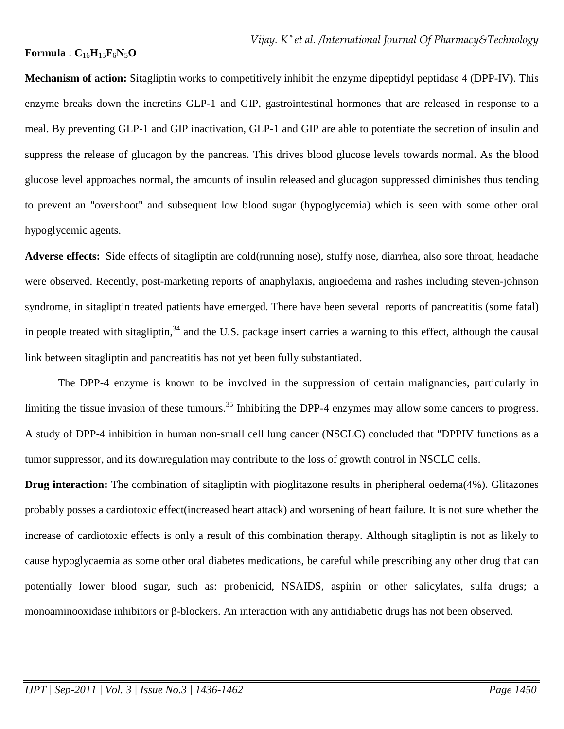**Formula** : $C_{16}H_{15}F_6N_5O$

**Mechanism of action:** Sitagliptin works to competitively inhibit the enzyme dipeptidyl peptidase 4 (DPP-IV). This enzyme breaks down the incretins GLP-1 and GIP, gastrointestinal hormones that are released in response to a meal. By preventing GLP-1 and GIP inactivation, GLP-1 and GIP are able to potentiate the secretion of insulin and suppress the release of glucagon by the pancreas. This drives blood glucose levels towards normal. As the blood glucose level approaches normal, the amounts of insulin released and glucagon suppressed diminishes thus tending to prevent an "overshoot" and subsequent low blood sugar (hypoglycemia) which is seen with some other oral hypoglycemic agents.

**Adverse effects:** Side effects of sitagliptin are cold(running nose), stuffy nose, diarrhea, also sore throat, headache were observed. Recently, post-marketing reports of anaphylaxis, angioedema and rashes including steven-johnson syndrome, in sitagliptin treated patients have emerged. There have been several reports of pancreatitis (some fatal) in people treated with sitagliptin,[34] and the U.S. package insert carries a warning to this effect, although the causal link between sitagliptin and pancreatitis has not yet been fully substantiated.

The DPP-4 enzyme is known to be involved in the suppression of certain malignancies, particularly in limiting the tissue invasion of these tumours.[35] Inhibiting the DPP-4 enzymes may allow some cancers to progress. A study of DPP-4 inhibition in human non-small cell lung cancer (NSCLC) concluded that "DPPIV functions as a tumor suppressor, and its downregulation may contribute to the loss of growth control in NSCLC cells.

**Drug interaction:** The combination of sitagliptin with pioglitazone results in pheripheral oedema(4%). Glitazones probably posses a cardiotoxic effect(increased heart attack) and worsening of heart failure. It is not sure whether the increase of cardiotoxic effects is only a result of this combination therapy. Although sitagliptin is not as likely to cause hypoglycaemia as some other oral diabetes medications, be careful while prescribing any other drug that can potentially lower blood sugar, such as: probenicid, NSAIDS, aspirin or other salicylates, sulfa drugs; a monoaminooxidase inhibitors or β-blockers. An interaction with any antidiabetic drugs has not been observed.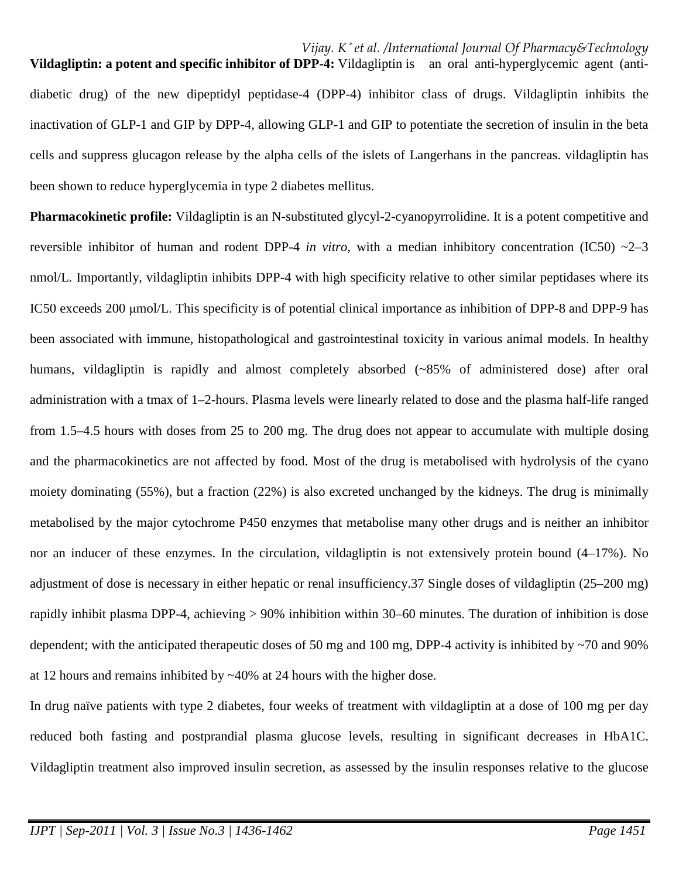**Vildagliptin: a potent and specific inhibitor of DPP-4:** Vildagliptin is an oral anti-hyperglycemic agent (anti-diabetic drug) of the new dipeptidyl peptidase-4 (DPP-4) inhibitor class of drugs. Vildagliptin inhibits the inactivation of GLP-1 and GIP by DPP-4, allowing GLP-1 and GIP to potentiate the secretion of insulin in the beta cells and suppress glucagon release by the alpha cells of the islets of Langerhans in the pancreas. vildagliptin has been shown to reduce hyperglycemia in type 2 diabetes mellitus.

**Pharmacokinetic profile:** Vildagliptin is an N-substituted glycyl-2-cyanopyrrolidine. It is a potent competitive and reversible inhibitor of human and rodent DPP-4 *in vitro*, with a median inhibitory concentration (IC50) ~2–3 nmol/L. Importantly, vildagliptin inhibits DPP-4 with high specificity relative to other similar peptidases where its IC50 exceeds 200 μmol/L. This specificity is of potential clinical importance as inhibition of DPP-8 and DPP-9 has been associated with immune, histopathological and gastrointestinal toxicity in various animal models. In healthy humans, vildagliptin is rapidly and almost completely absorbed (~85% of administered dose) after oral administration with a tmax of 1–2-hours. Plasma levels were linearly related to dose and the plasma half-life ranged from 1.5–4.5 hours with doses from 25 to 200 mg. The drug does not appear to accumulate with multiple dosing and the pharmacokinetics are not affected by food. Most of the drug is metabolised with hydrolysis of the cyano moiety dominating (55%), but a fraction (22%) is also excreted unchanged by the kidneys. The drug is minimally metabolised by the major cytochrome P450 enzymes that metabolise many other drugs and is neither an inhibitor nor an inducer of these enzymes. In the circulation, vildagliptin is not extensively protein bound (4–17%). No adjustment of dose is necessary in either hepatic or renal insufficiency.37 Single doses of vildagliptin (25–200 mg) rapidly inhibit plasma DPP-4, achieving > 90% inhibition within 30–60 minutes. The duration of inhibition is dose dependent; with the anticipated therapeutic doses of 50 mg and 100 mg, DPP-4 activity is inhibited by ~70 and 90% at 12 hours and remains inhibited by ~40% at 24 hours with the higher dose.

In drug naïve patients with type 2 diabetes, four weeks of treatment with vildagliptin at a dose of 100 mg per day reduced both fasting and postprandial plasma glucose levels, resulting in significant decreases in HbA1C. Vildagliptin treatment also improved insulin secretion, as assessed by the insulin responses relative to the glucose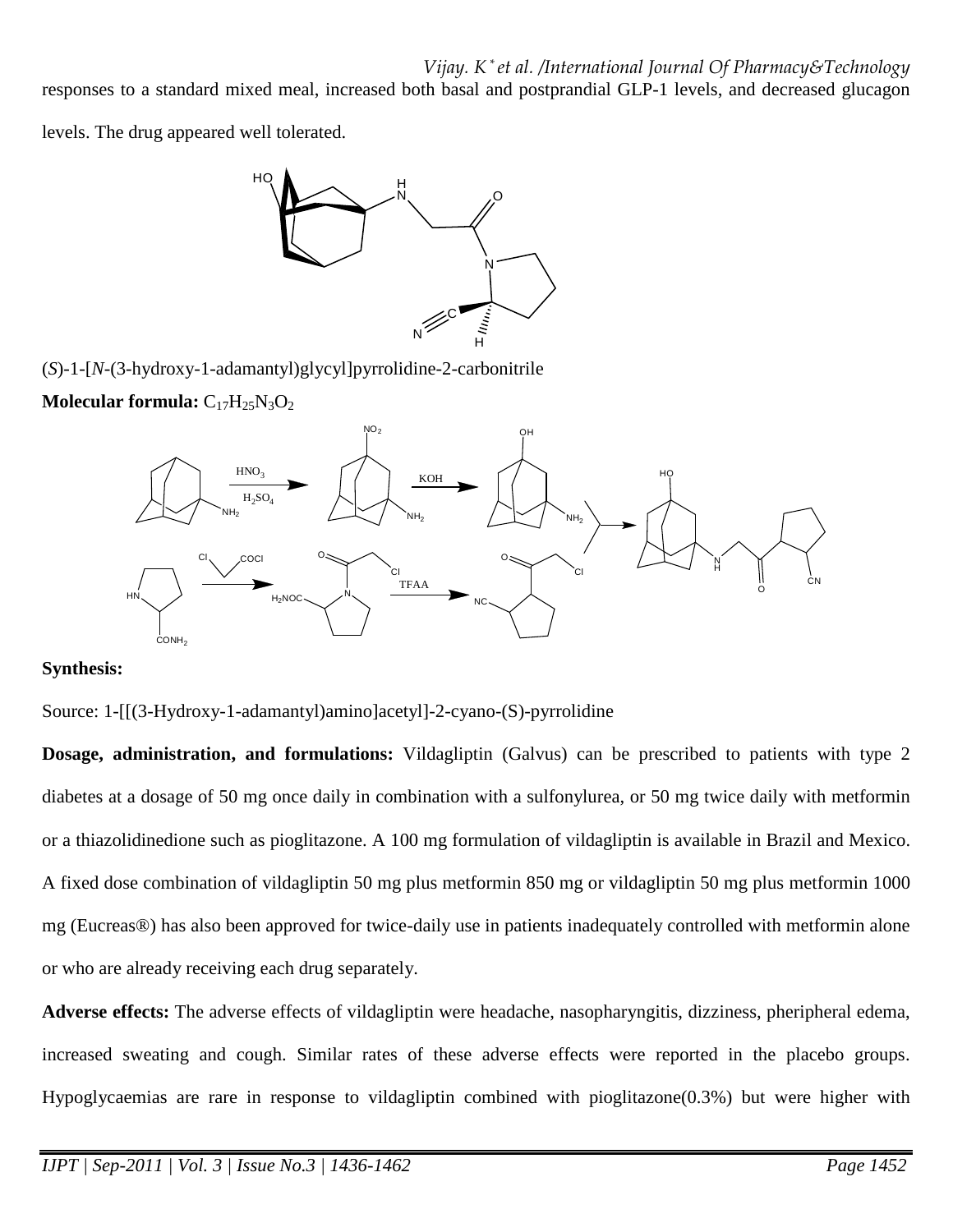responses to a standard mixed meal, increased both basal and postprandial GLP-1 levels, and decreased glucagon levels. The drug appeared well tolerated.

(*S*)-1-[*N*-(3-hydroxy-1-adamantyl)glycyl]pyrrolidine-2-carbonitrile

**Molecular formula:** $C_{17}H_{25}N_3O_2$

**Synthesis:**

Source: 1-[[(3-Hydroxy-1-adamantyl)amino]acetyl]-2-cyano-(S)-pyrrolidine

**Dosage, administration, and formulations:** Vildagliptin (Galvus) can be prescribed to patients with type 2 diabetes at a dosage of 50 mg once daily in combination with a sulfonylurea, or 50 mg twice daily with metformin or a thiazolidinedione such as pioglitazone. A 100 mg formulation of vildagliptin is available in Brazil and Mexico. A fixed dose combination of vildagliptin 50 mg plus metformin 850 mg or vildagliptin 50 mg plus metformin 1000 mg (Eucreas®) has also been approved for twice-daily use in patients inadequately controlled with metformin alone or who are already receiving each drug separately.

**Adverse effects:** The adverse effects of vildagliptin were headache, nasopharyngitis, dizziness, pheripheral edema, increased sweating and cough. Similar rates of these adverse effects were reported in the placebo groups. Hypoglycaemias are rare in response to vildagliptin combined with pioglitazone(0.3%) but were higher with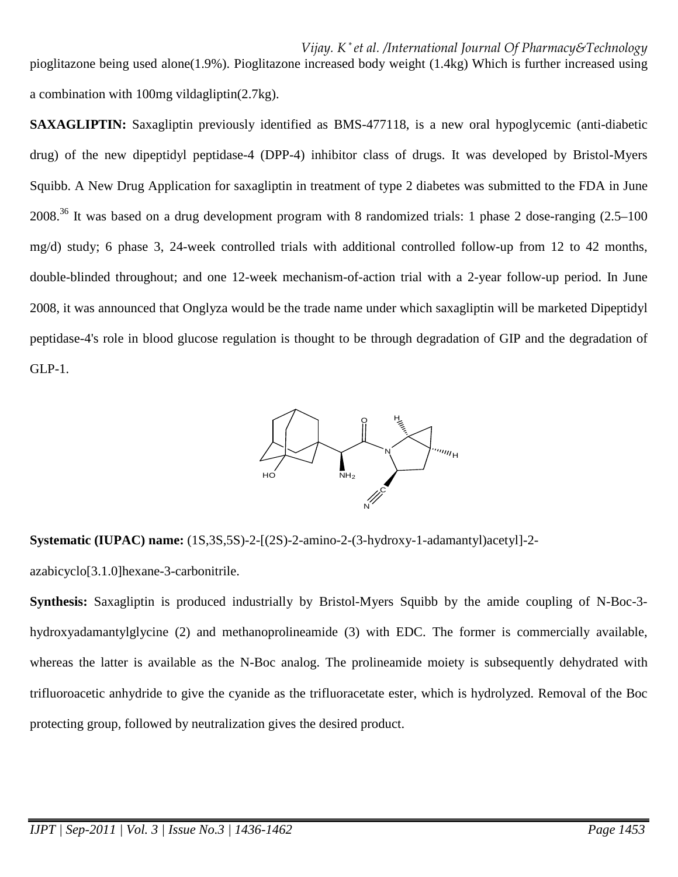pioglitazone being used alone(1.9%). Pioglitazone increased body weight (1.4kg) Which is further increased using a combination with 100mg vildagliptin(2.7kg).

**SAXAGLIPTIN:** Saxagliptin previously identified as BMS-477118, is a new oral hypoglycemic (anti-diabetic drug) of the new dipeptidyl peptidase-4 (DPP-4) inhibitor class of drugs. It was developed by Bristol-Myers Squibb. A New Drug Application for saxagliptin in treatment of type 2 diabetes was submitted to the FDA in June 2008.[36] It was based on a drug development program with 8 randomized trials: 1 phase 2 dose-ranging (2.5–100 mg/d) study; 6 phase 3, 24-week controlled trials with additional controlled follow-up from 12 to 42 months, double-blinded throughout; and one 12-week mechanism-of-action trial with a 2-year follow-up period. In June 2008, it was announced that Onglyza would be the trade name under which saxagliptin will be marketed Dipeptidyl peptidase-4's role in blood glucose regulation is thought to be through degradation of GIP and the degradation of GLP-1.

**Systematic (IUPAC) name:** (1S,3S,5S)-2-[(2S)-2-amino-2-(3-hydroxy-1-adamantyl)acetyl]-2-azabicyclo[3.1.0]hexane-3-carbonitrile.

**Synthesis:** Saxagliptin is produced industrially by Bristol-Myers Squibb by the amide coupling of N-Boc-3-hydroxyadamantylglycine (2) and methanoprolineamide (3) with EDC. The former is commercially available, whereas the latter is available as the N-Boc analog. The prolineamide moiety is subsequently dehydrated with trifluoroacetic anhydride to give the cyanide as the trifluoracetate ester, which is hydrolyzed. Removal of the Boc protecting group, followed by neutralization gives the desired product.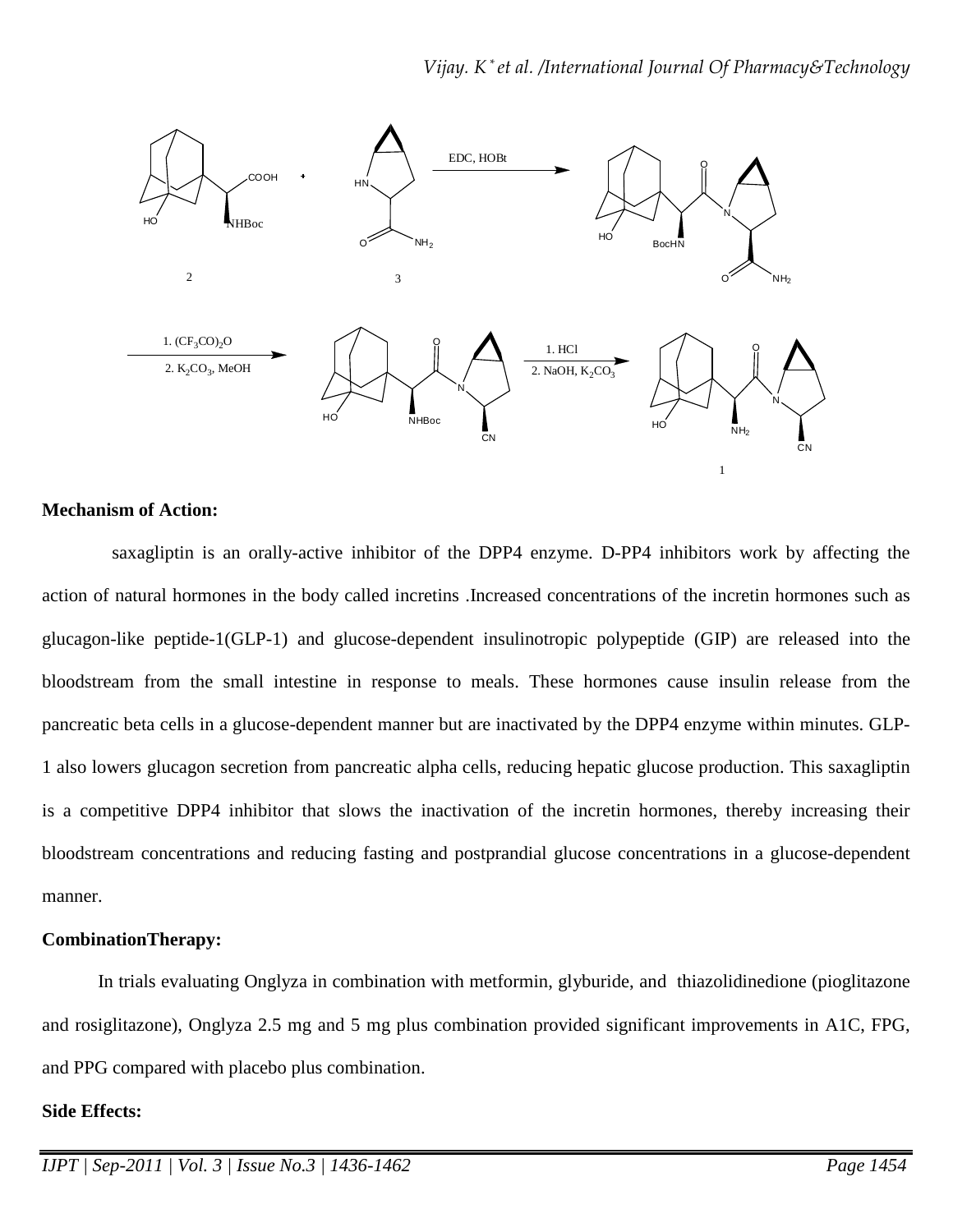**Mechanism of Action:**

saxagliptin is an orally-active inhibitor of the DPP4 enzyme. D-PP4 inhibitors work by affecting the action of natural hormones in the body called incretins .Increased concentrations of the incretin hormones such as glucagon-like peptide-1(GLP-1) and glucose-dependent insulinotropic polypeptide (GIP) are released into the bloodstream from the small intestine in response to meals. These hormones cause insulin release from the pancreatic beta cells in a glucose-dependent manner but are inactivated by the DPP4 enzyme within minutes. GLP-1 also lowers glucagon secretion from pancreatic alpha cells, reducing hepatic glucose production. This saxagliptin is a competitive DPP4 inhibitor that slows the inactivation of the incretin hormones, thereby increasing their bloodstream concentrations and reducing fasting and postprandial glucose concentrations in a glucose-dependent manner.

**CombinationTherapy:**

In trials evaluating Onglyza in combination with metformin, glyburide, and thiazolidinedione (pioglitazone and rosiglitazone), Onglyza 2.5 mg and 5 mg plus combination provided significant improvements in A1C, FPG, and PPG compared with placebo plus combination.

**Side Effects:**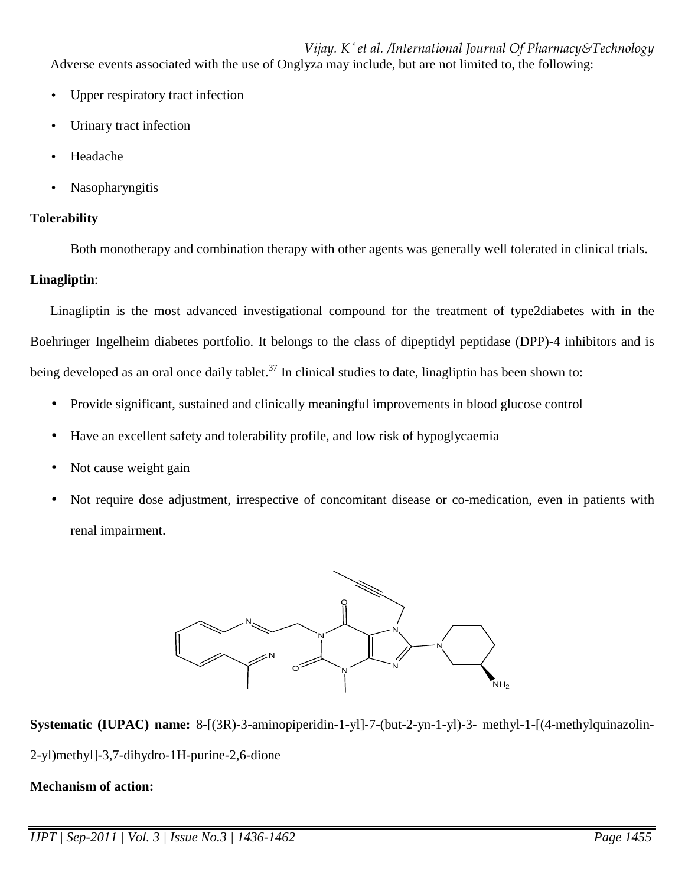Adverse events associated with the use of Onglyza may include, but are not limited to, the following:

- Upper respiratory tract infection
- Urinary tract infection
- Headache
- Nasopharyngitis

**Tolerability**

Both monotherapy and combination therapy with other agents was generally well tolerated in clinical trials.

**Linagliptin**:

Linagliptin is the most advanced investigational compound for the treatment of type2diabetes with in the Boehringer Ingelheim diabetes portfolio. It belongs to the class of dipeptidyl peptidase (DPP)-4 inhibitors and is being developed as an oral once daily tablet.[37] In clinical studies to date, linagliptin has been shown to:

- Provide significant, sustained and clinically meaningful improvements in blood glucose control
- Have an excellent safety and tolerability profile, and low risk of hypoglycaemia
- Not cause weight gain
- Not require dose adjustment, irrespective of concomitant disease or co-medication, even in patients with renal impairment.

**Systematic (IUPAC) name:** 8-[(3R)-3-aminopiperidin-1-yl]-7-(but-2-yn-1-yl)-3- methyl-1-[(4-methylquinazolin-2-yl)methyl]-3,7-dihydro-1H-purine-2,6-dione

**Mechanism of action:**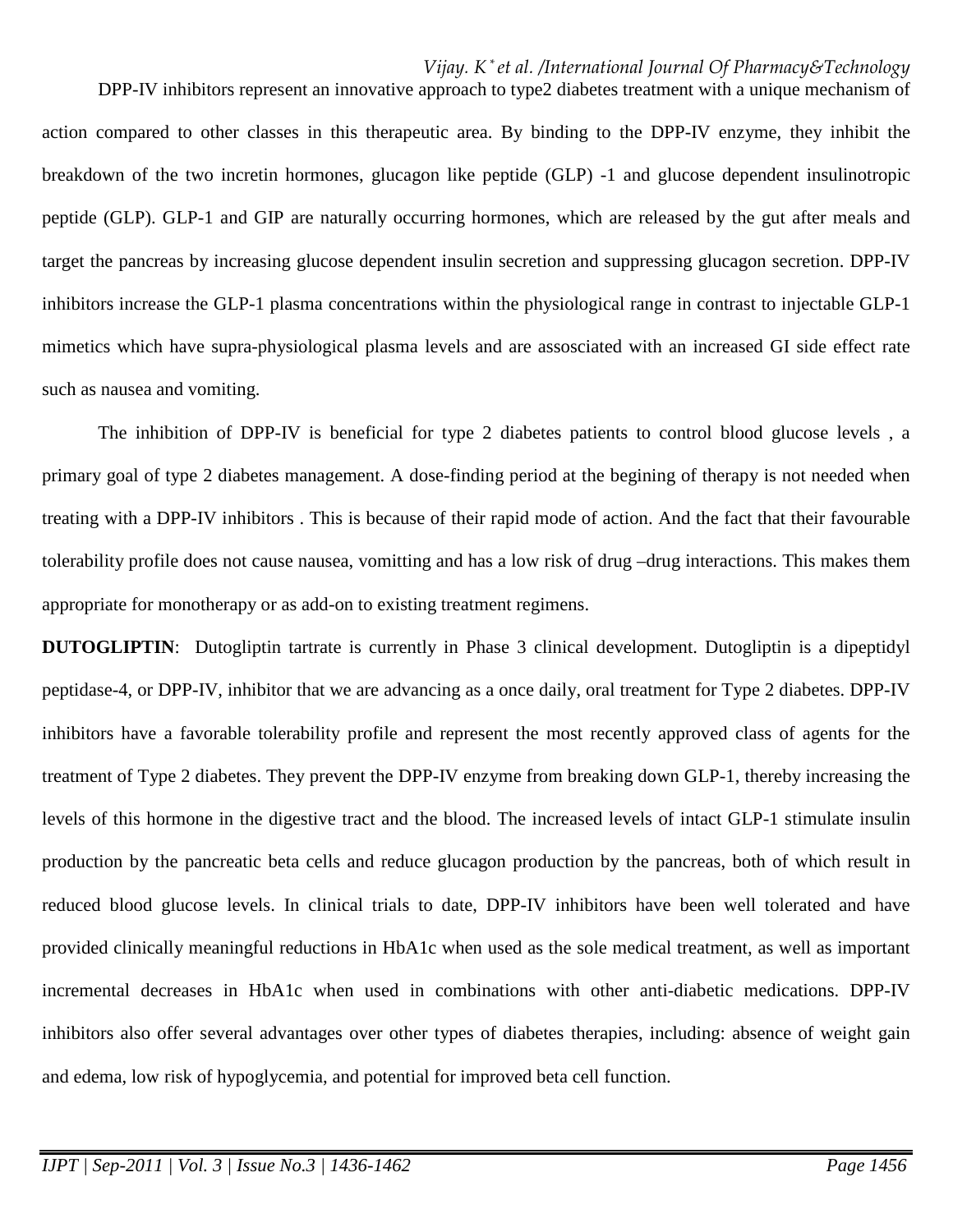DPP-IV inhibitors represent an innovative approach to type2 diabetes treatment with a unique mechanism of action compared to other classes in this therapeutic area. By binding to the DPP-IV enzyme, they inhibit the breakdown of the two incretin hormones, glucagon like peptide (GLP) -1 and glucose dependent insulinotropic peptide (GLP). GLP-1 and GIP are naturally occurring hormones, which are released by the gut after meals and target the pancreas by increasing glucose dependent insulin secretion and suppressing glucagon secretion. DPP-IV inhibitors increase the GLP-1 plasma concentrations within the physiological range in contrast to injectable GLP-1 mimetics which have supra-physiological plasma levels and are assosciated with an increased GI side effect rate such as nausea and vomiting.

The inhibition of DPP-IV is beneficial for type 2 diabetes patients to control blood glucose levels , a primary goal of type 2 diabetes management. A dose-finding period at the begining of therapy is not needed when treating with a DPP-IV inhibitors . This is because of their rapid mode of action. And the fact that their favourable tolerability profile does not cause nausea, vomitting and has a low risk of drug –drug interactions. This makes them appropriate for monotherapy or as add-on to existing treatment regimens.

**DUTOGLIPTIN**: Dutogliptin tartrate is currently in Phase 3 clinical development. Dutogliptin is a dipeptidyl peptidase-4, or DPP-IV, inhibitor that we are advancing as a once daily, oral treatment for Type 2 diabetes. DPP-IV inhibitors have a favorable tolerability profile and represent the most recently approved class of agents for the treatment of Type 2 diabetes. They prevent the DPP-IV enzyme from breaking down GLP-1, thereby increasing the levels of this hormone in the digestive tract and the blood. The increased levels of intact GLP-1 stimulate insulin production by the pancreatic beta cells and reduce glucagon production by the pancreas, both of which result in reduced blood glucose levels. In clinical trials to date, DPP-IV inhibitors have been well tolerated and have provided clinically meaningful reductions in HbA1c when used as the sole medical treatment, as well as important incremental decreases in HbA1c when used in combinations with other anti-diabetic medications. DPP-IV inhibitors also offer several advantages over other types of diabetes therapies, including: absence of weight gain and edema, low risk of hypoglycemia, and potential for improved beta cell function.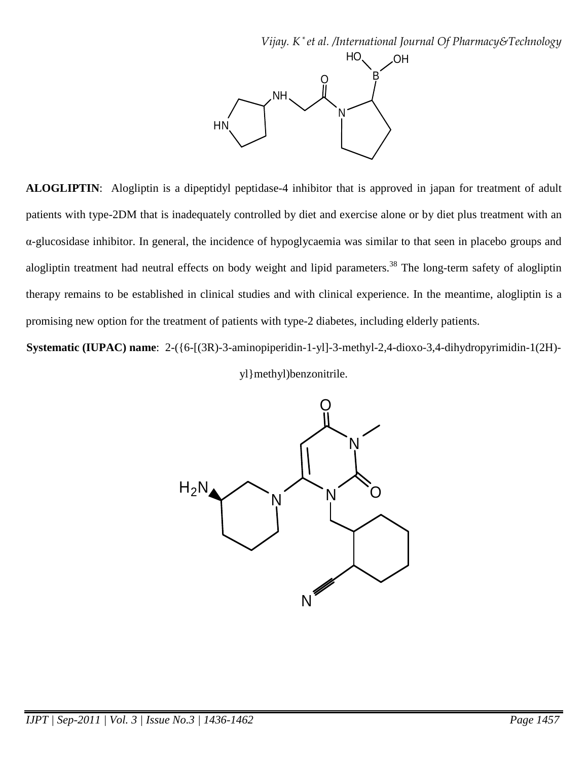**ALOGLIPTIN**: Alogliptin is a dipeptidyl peptidase-4 inhibitor that is approved in japan for treatment of adult patients with type-2DM that is inadequately controlled by diet and exercise alone or by diet plus treatment with an α-glucosidase inhibitor. In general, the incidence of hypoglycaemia was similar to that seen in placebo groups and alogliptin treatment had neutral effects on body weight and lipid parameters.[38] The long-term safety of alogliptin therapy remains to be established in clinical studies and with clinical experience. In the meantime, alogliptin is a promising new option for the treatment of patients with type-2 diabetes, including elderly patients.

**Systematic (IUPAC) name**: 2-({6-[(3R)-3-aminopiperidin-1-yl]-3-methyl-2,4-dioxo-3,4-dihydropyrimidin-1(2H)-yl}methyl)benzonitrile.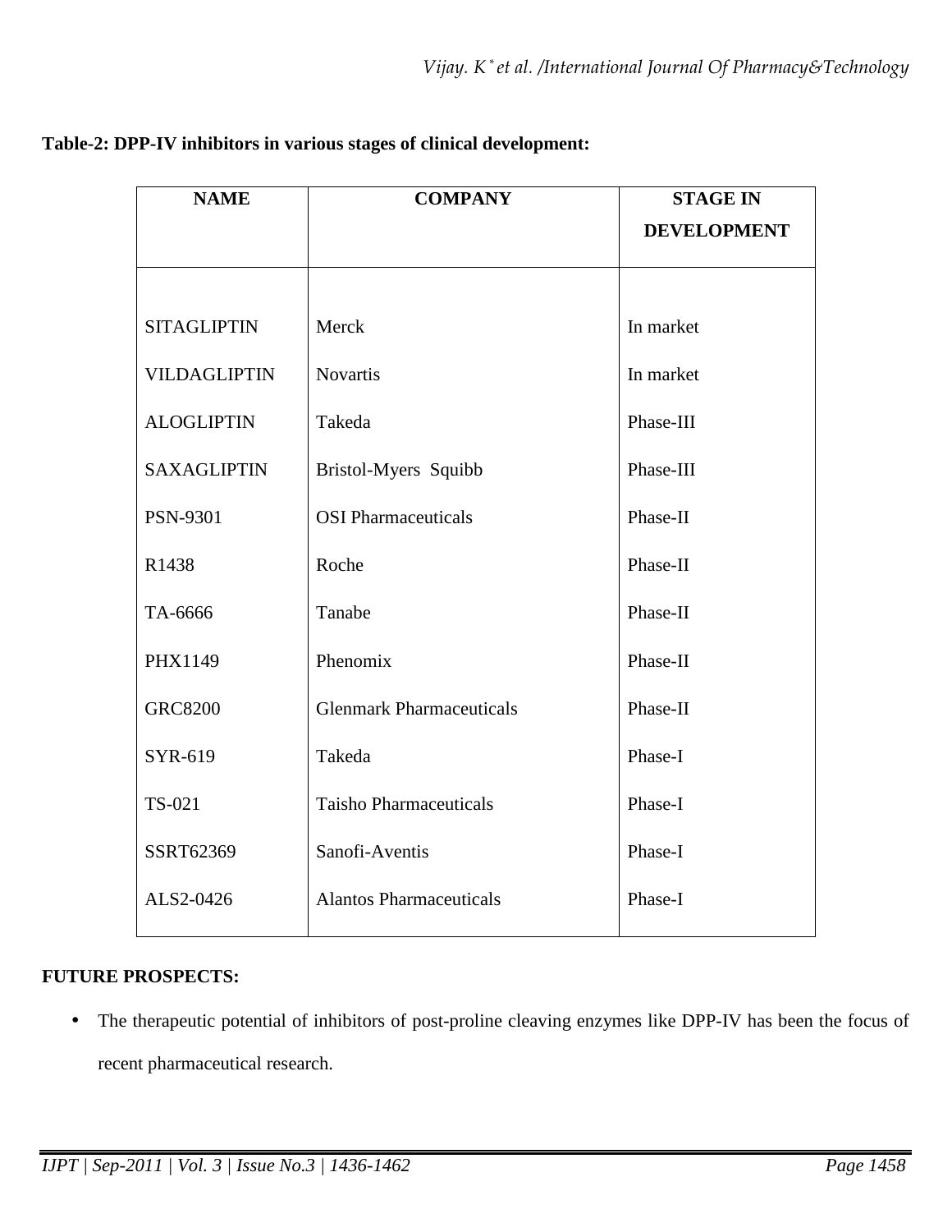**Table-2: DPP-IV inhibitors in various stages of clinical development:**

| NAME | COMPANY | STAGE IN DEVELOPMENT |
|---|---|---|
| SITAGLIPTIN | Merck | In market |
| VILDAGLIPTIN | Novartis | In market |
| ALOGLIPTIN | Takeda | Phase-III |
| SAXAGLIPTIN | Bristol-Myers Squibb | Phase-III |
| PSN-9301 | OSI Pharmaceuticals | Phase-II |
| R1438 | Roche | Phase-II |
| TA-6666 | Tanabe | Phase-II |
| PHX1149 | Phenomix | Phase-II |
| GRC8200 | Glenmark Pharmaceuticals | Phase-II |
| SYR-619 | Takeda | Phase-I |
| TS-021 | Taisho Pharmaceuticals | Phase-I |
| SSRT62369 | Sanofi-Aventis | Phase-I |
| ALS2-0426 | Alantos Pharmaceuticals | Phase-I |

**FUTURE PROSPECTS:**

- The therapeutic potential of inhibitors of post-proline cleaving enzymes like DPP-IV has been the focus of recent pharmaceutical research.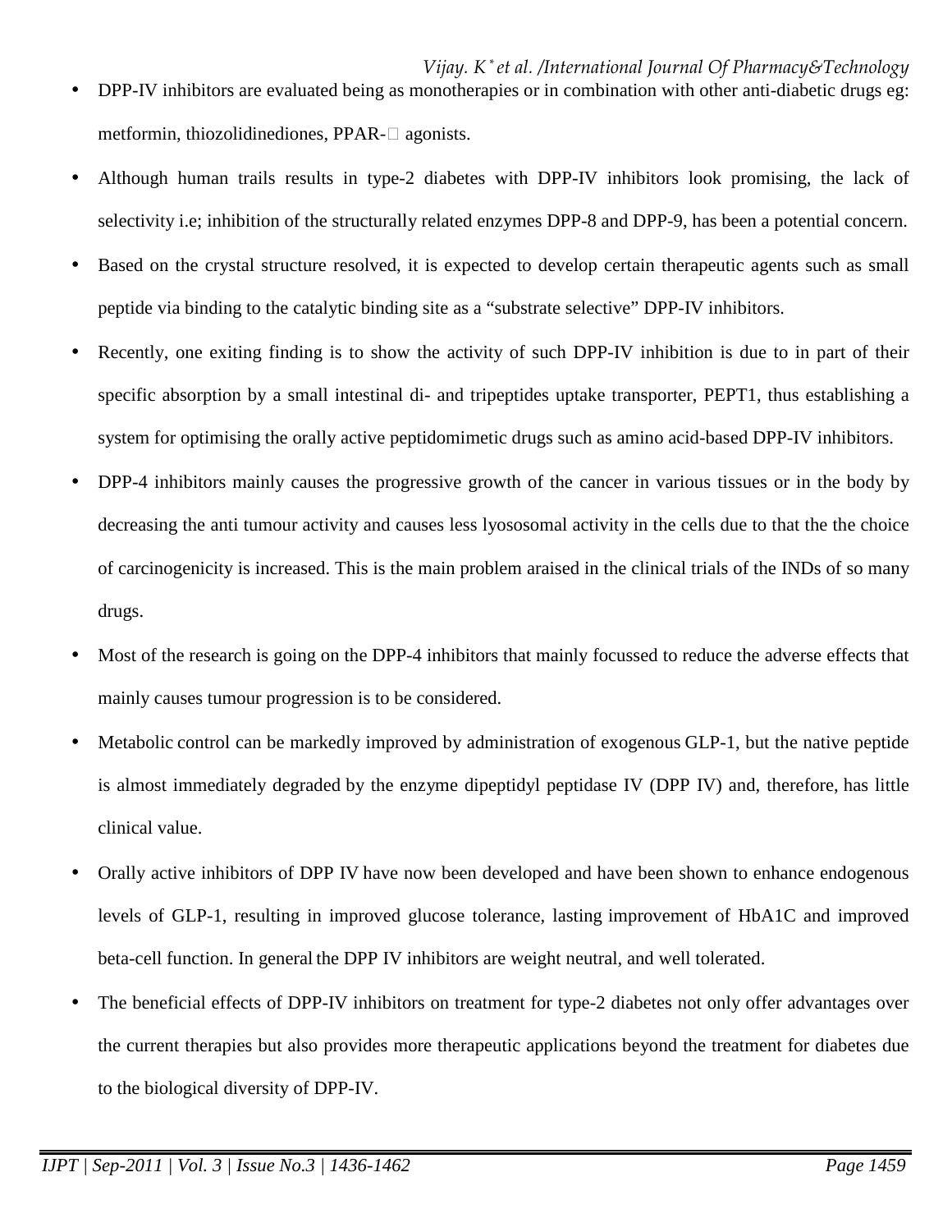- DPP-IV inhibitors are evaluated being as monotherapies or in combination with other anti-diabetic drugs eg: metformin, thiozolidinediones, PPAR-□ agonists.
- Although human trails results in type-2 diabetes with DPP-IV inhibitors look promising, the lack of selectivity i.e; inhibition of the structurally related enzymes DPP-8 and DPP-9, has been a potential concern.
- Based on the crystal structure resolved, it is expected to develop certain therapeutic agents such as small peptide via binding to the catalytic binding site as a "substrate selective" DPP-IV inhibitors.
- Recently, one exiting finding is to show the activity of such DPP-IV inhibition is due to in part of their specific absorption by a small intestinal di- and tripeptides uptake transporter, PEPT1, thus establishing a system for optimising the orally active peptidomimetic drugs such as amino acid-based DPP-IV inhibitors.
- DPP-4 inhibitors mainly causes the progressive growth of the cancer in various tissues or in the body by decreasing the anti tumour activity and causes less lyososomal activity in the cells due to that the the choice of carcinogenicity is increased. This is the main problem araised in the clinical trials of the INDs of so many drugs.
- Most of the research is going on the DPP-4 inhibitors that mainly focussed to reduce the adverse effects that mainly causes tumour progression is to be considered.
- Metabolic control can be markedly improved by administration of exogenous GLP-1, but the native peptide is almost immediately degraded by the enzyme dipeptidyl peptidase IV (DPP IV) and, therefore, has little clinical value.
- Orally active inhibitors of DPP IV have now been developed and have been shown to enhance endogenous levels of GLP-1, resulting in improved glucose tolerance, lasting improvement of HbA1C and improved beta-cell function. In general the DPP IV inhibitors are weight neutral, and well tolerated.
- The beneficial effects of DPP-IV inhibitors on treatment for type-2 diabetes not only offer advantages over the current therapies but also provides more therapeutic applications beyond the treatment for diabetes due to the biological diversity of DPP-IV.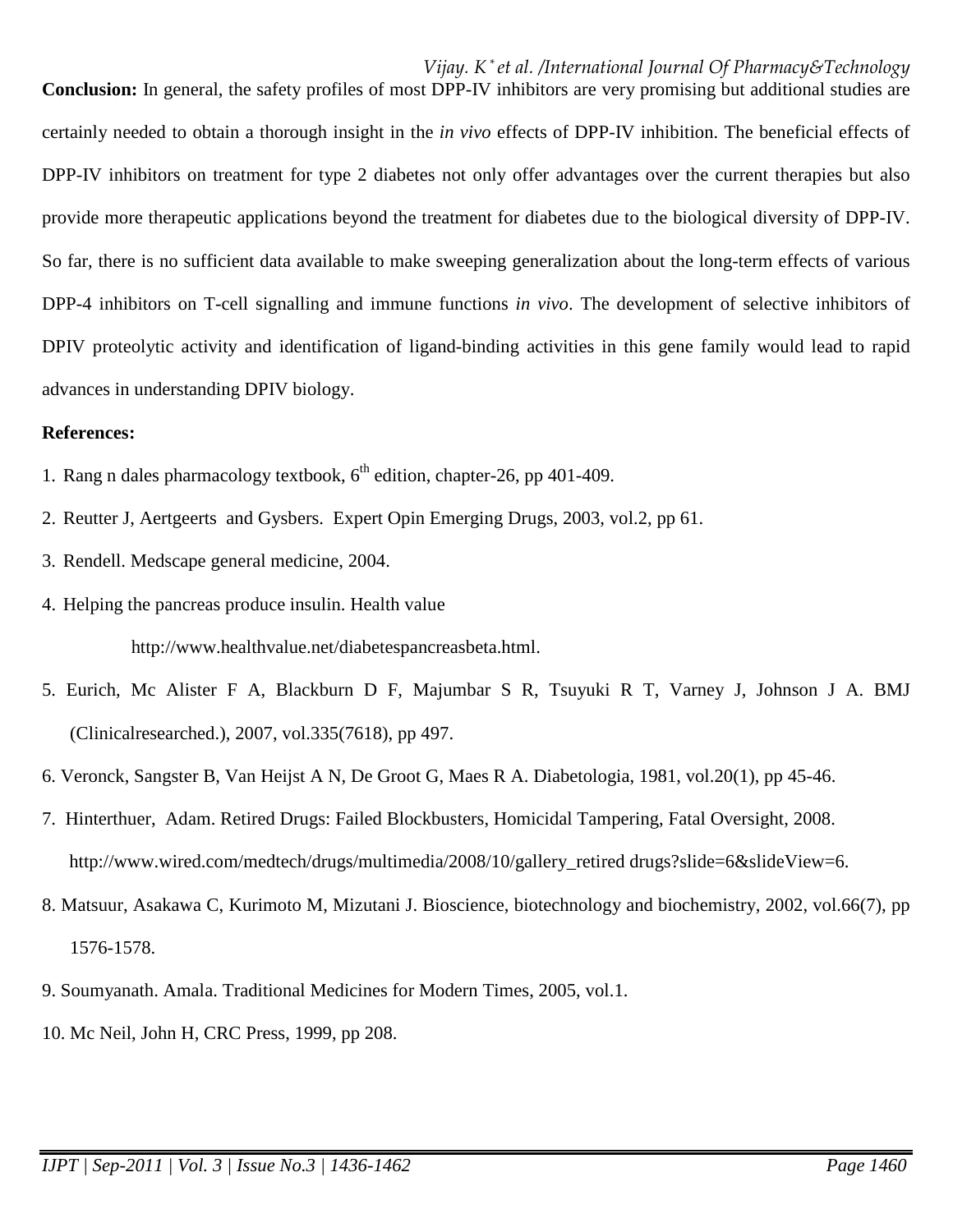**Conclusion:** In general, the safety profiles of most DPP-IV inhibitors are very promising but additional studies are certainly needed to obtain a thorough insight in the *in vivo* effects of DPP-IV inhibition. The beneficial effects of DPP-IV inhibitors on treatment for type 2 diabetes not only offer advantages over the current therapies but also provide more therapeutic applications beyond the treatment for diabetes due to the biological diversity of DPP-IV. So far, there is no sufficient data available to make sweeping generalization about the long-term effects of various DPP-4 inhibitors on T-cell signalling and immune functions *in vivo*. The development of selective inhibitors of DPIV proteolytic activity and identification of ligand-binding activities in this gene family would lead to rapid advances in understanding DPIV biology.

**References:**

1. Rang n dales pharmacology textbook, 6th edition, chapter-26, pp 401-409.
2. Reutter J, Aertgeerts and Gysbers. Expert Opin Emerging Drugs, 2003, vol.2, pp 61.
3. Rendell. Medscape general medicine, 2004.
4. Helping the pancreas produce insulin. Health value

   http://www.healthvalue.net/diabetespancreasbeta.html.
5. Eurich, Mc Alister F A, Blackburn D F, Majumbar S R, Tsuyuki R T, Varney J, Johnson J A. BMJ (Clinicalresearched.), 2007, vol.335(7618), pp 497.
6. Veronck, Sangster B, Van Heijst A N, De Groot G, Maes R A. Diabetologia, 1981, vol.20(1), pp 45-46.
7. Hinterthuer, Adam. Retired Drugs: Failed Blockbusters, Homicidal Tampering, Fatal Oversight, 2008. http://www.wired.com/medtech/drugs/multimedia/2008/10/gallery_retired drugs?slide=6&slideView=6.
8. Matsuur, Asakawa C, Kurimoto M, Mizutani J. Bioscience, biotechnology and biochemistry, 2002, vol.66(7), pp 1576-1578.
9. Soumyanath. Amala. Traditional Medicines for Modern Times, 2005, vol.1.
10. Mc Neil, John H, CRC Press, 1999, pp 208.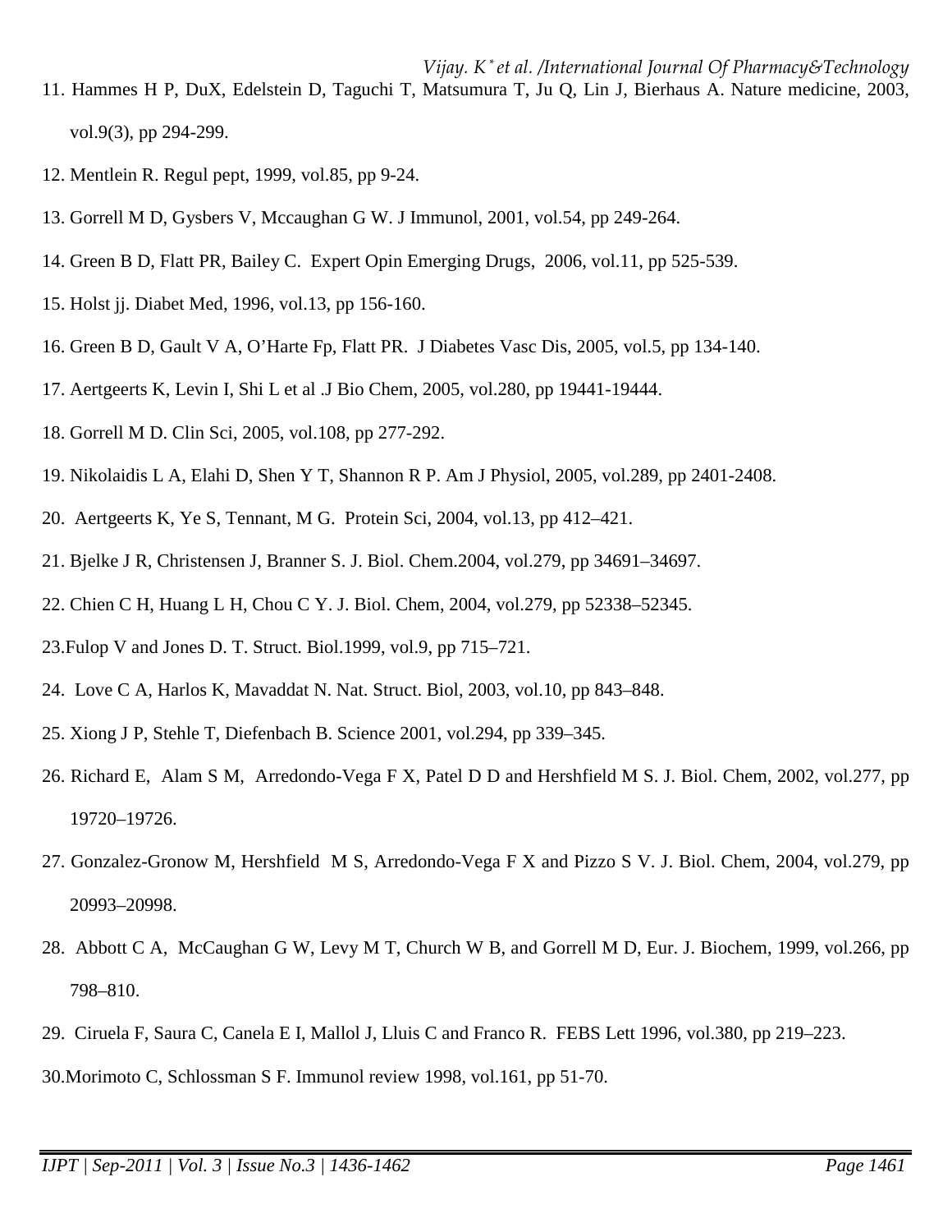11. Hammes H P, DuX, Edelstein D, Taguchi T, Matsumura T, Ju Q, Lin J, Bierhaus A. Nature medicine, 2003, vol.9(3), pp 294-299.
12. Mentlein R. Regul pept, 1999, vol.85, pp 9-24.
13. Gorrell M D, Gysbers V, Mccaughan G W. J Immunol, 2001, vol.54, pp 249-264.
14. Green B D, Flatt PR, Bailey C. Expert Opin Emerging Drugs, 2006, vol.11, pp 525-539.
15. Holst jj. Diabet Med, 1996, vol.13, pp 156-160.
16. Green B D, Gault V A, O'Harte Fp, Flatt PR. J Diabetes Vasc Dis, 2005, vol.5, pp 134-140.
17. Aertgeerts K, Levin I, Shi L et al .J Bio Chem, 2005, vol.280, pp 19441-19444.
18. Gorrell M D. Clin Sci, 2005, vol.108, pp 277-292.
19. Nikolaidis L A, Elahi D, Shen Y T, Shannon R P. Am J Physiol, 2005, vol.289, pp 2401-2408.
20. Aertgeerts K, Ye S, Tennant, M G. Protein Sci, 2004, vol.13, pp 412–421.
21. Bjelke J R, Christensen J, Branner S. J. Biol. Chem.2004, vol.279, pp 34691–34697.
22. Chien C H, Huang L H, Chou C Y. J. Biol. Chem, 2004, vol.279, pp 52338–52345.
23. Fulop V and Jones D. T. Struct. Biol.1999, vol.9, pp 715–721.
24. Love C A, Harlos K, Mavaddat N. Nat. Struct. Biol, 2003, vol.10, pp 843–848.
25. Xiong J P, Stehle T, Diefenbach B. Science 2001, vol.294, pp 339–345.
26. Richard E, Alam S M, Arredondo-Vega F X, Patel D D and Hershfield M S. J. Biol. Chem, 2002, vol.277, pp 19720–19726.
27. Gonzalez-Gronow M, Hershfield M S, Arredondo-Vega F X and Pizzo S V. J. Biol. Chem, 2004, vol.279, pp 20993–20998.
28. Abbott C A, McCaughan G W, Levy M T, Church W B, and Gorrell M D, Eur. J. Biochem, 1999, vol.266, pp 798–810.
29. Ciruela F, Saura C, Canela E I, Mallol J, Lluis C and Franco R. FEBS Lett 1996, vol.380, pp 219–223.
30. Morimoto C, Schlossman S F. Immunol review 1998, vol.161, pp 51-70.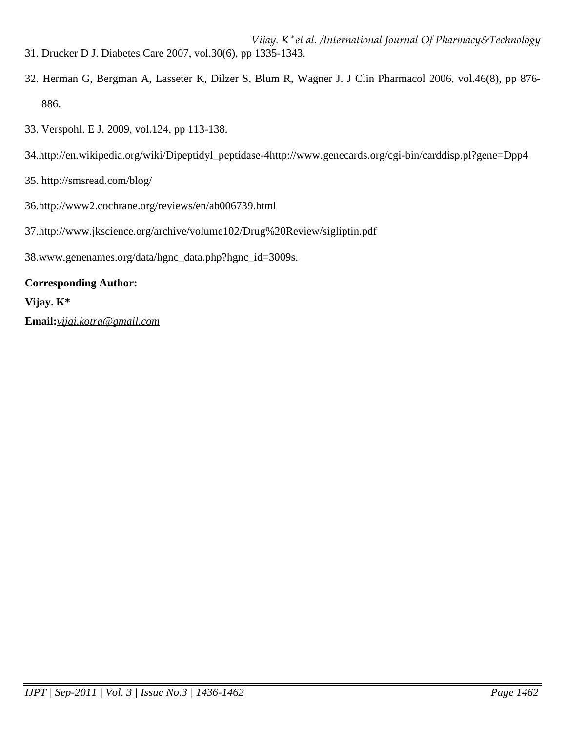31. Drucker D J. Diabetes Care 2007, vol.30(6), pp 1335-1343.

32. Herman G, Bergman A, Lasseter K, Dilzer S, Blum R, Wagner J. J Clin Pharmacol 2006, vol.46(8), pp 876-886.

33. Verspohl. E J. 2009, vol.124, pp 113-138.

34.http://en.wikipedia.org/wiki/Dipeptidyl_peptidase-4http://www.genecards.org/cgi-bin/carddisp.pl?gene=Dpp4

35. http://smsread.com/blog/

36.http://www2.cochrane.org/reviews/en/ab006739.html

37.http://www.jkscience.org/archive/volume102/Drug%20Review/sigliptin.pdf

38.www.genenames.org/data/hgnc_data.php?hgnc_id=3009s.

**Corresponding Author:**

**Vijay. K***

**Email:**_vijai.kotra@gmail.com_